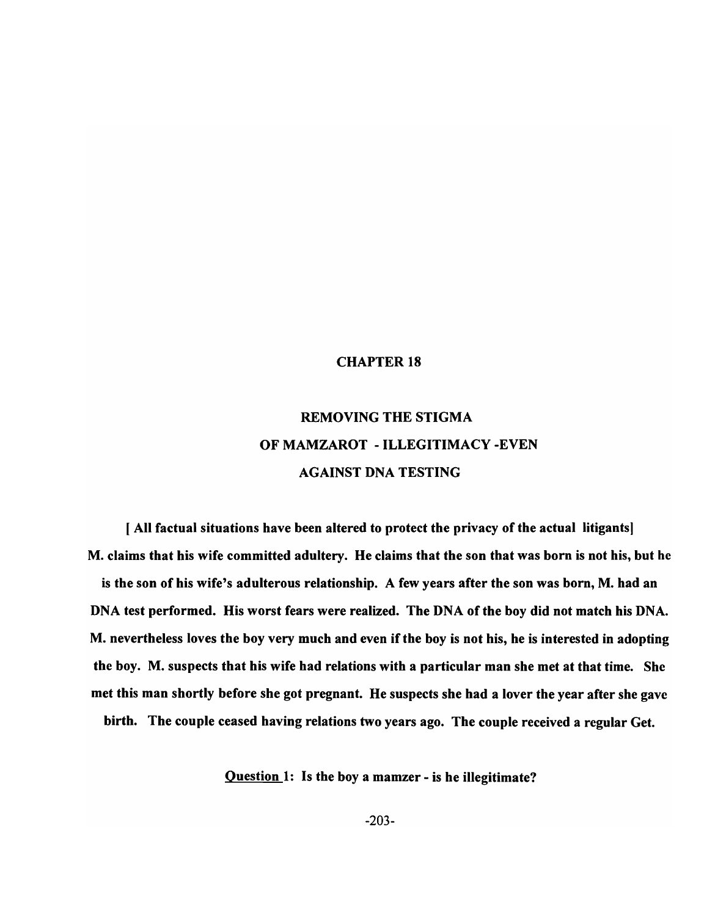# CHAPTER 18

# REMOVING THE STIGMA OF MAMZAROT - ILLEGITIMACY -EVEN AGAINST DNA TESTING

**[ All factual situations have been altered to protect the privacy of the actual litigants]**

**M. claims that his wife committed adultery. He claims that the son that was born is not his, but he is the son of his wife's adulterous relationship. A few years after the son was born, M. had an DNA test performed. His worst fears were realized. The DNA of the boy did not match his DNA. M. nevertheless loves the boy very much and even if the boy is not his, he is interested in adopting the boy. M. suspects that his wife had relations with a particular man she met at that time. She met this man shortly before she got pregnant. He suspects she had a lover the year after she gave birth. The couple ceased having relations two years ago. The couple received a regular Get.**

**Question 1: Is the boy a mamzer - is he illegitimate?**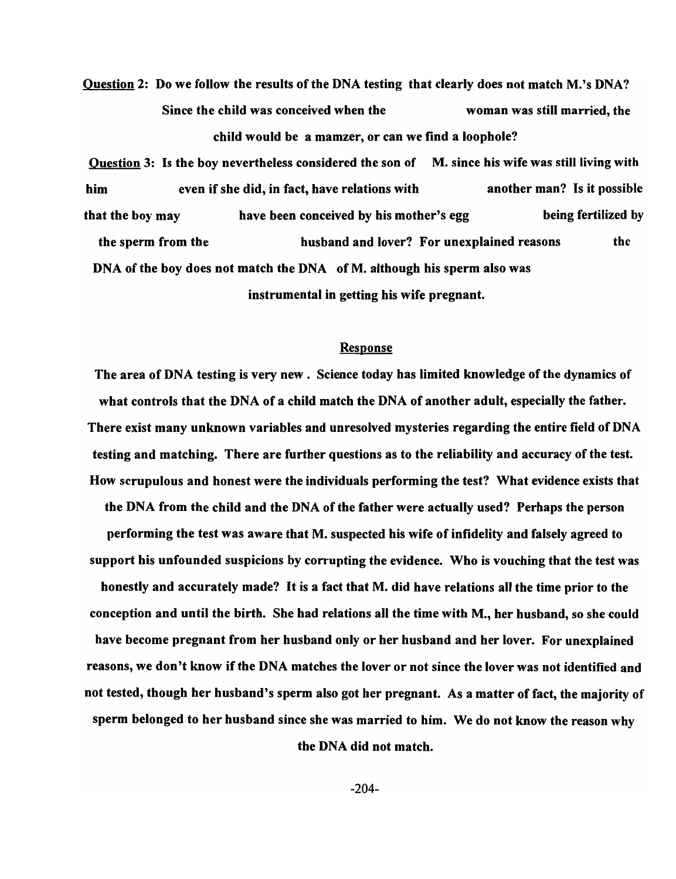<u>Question</u> 2: Do we follow the results of the DNA testing that clearly does not match M.'s DNA? Since the child was conceived when the woman was still married, the child would be a mamzer, or can we find a loophole?

<u>Question</u> 3: Is the boy nevertheless considered the son of M. since his wife was still living with him even if she did, in fact, have relations with another man? Is it possible that the boy may have been conceived by his mother's egg being fertilized by the sperm from the husband and lover? For unexplained reasons the DNA of the boy does not match the DNA of M. although his sperm also was instrumental in getting his wife pregnant.

## <u>Response</u>

The area of DNA testing is very new. Science today has limited knowledge of the dynamics of what controls that the DNA of a child match the DNA of another adult, especially the father. There exist many unknown variables and unresolved mysteries regarding the entire field of DNA testing and matching. There are further questions as to the reliability and accuracy of the test. How scrupulous and honest were the individuals performing the test? What evidence exists that the DNA from the child and the DNA of the father were actually used? Perhaps the person performing the test was aware that M. suspected his wife of infidelity and falsely agreed to support his unfounded suspicions by corrupting the evidence. Who is vouching that the test was honestly and accurately made? It is a fact that M. did have relations all the time prior to the conception and until the birth. She had relations all the time with M., her husband, so she could have become pregnant from her husband only or her husband and her lover. For unexplained reasons, we don't know if the DNA matches the lover or not since the lover was not identified and not tested, though her husband's sperm also got her pregnant. As a matter of fact, the majority of sperm belonged to her husband since she was married to him. We do not know the reason why the DNA did not match.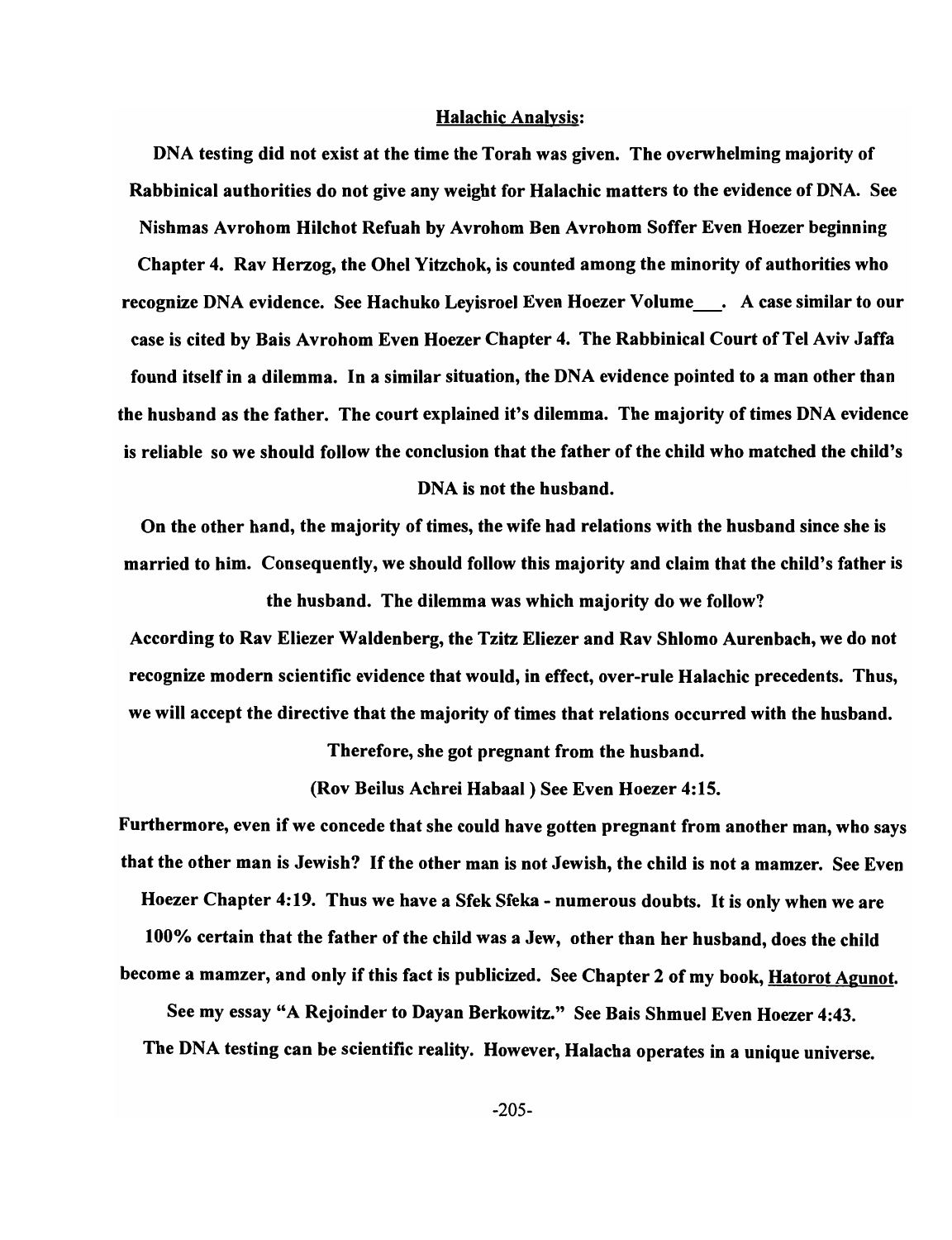**Halachic Analysis:**

**DNA testing did not exist at the time the Torah was given. The overwhelming majority of Rabbinical authorities do not give any weight for Halachic matters to the evidence of DNA. See Nishmas Avrohom Hilchot Refuah by Avrohom Ben Avrohom Soffer Even Hoezer beginning Chapter 4. Rav Herzog, the Ohel Yitzchok, is counted among the minority of authorities who recognize DNA evidence. See Hachuko Leyisroel Even Hoezer Volume\_\_\_. A case similar to our case is cited by Bais Avrohom Even Hoezer Chapter 4. The Rabbinical Court of Tel Aviv Jaffa found itself in a dilemma. In a similar situation, the DNA evidence pointed to a man other than the husband as the father. The court explained it's dilemma. The majority of times DNA evidence is reliable so we should follow the conclusion that the father of the child who matched the child's DNA is not the husband.**

**On the other hand, the majority of times, the wife had relations with the husband since she is married to him. Consequently, we should follow this majority and claim that the child's father is the husband. The dilemma was which majority do we follow?**

**According to Rav Eliezer Waldenberg, the Tzitz Eliezer and Rav Shlomo Aurenbach, we do not recognize modern scientific evidence that would, in effect, over-rule Halachic precedents. Thus, we will accept the directive that the majority of times that relations occurred with the husband. Therefore, she got pregnant from the husband.**

**(Rov Beilus Achrei Habaal ) See Even Hoezer 4:15.**

**Furthermore, even if we concede that she could have gotten pregnant from another man, who says that the other man is Jewish? If the other man is not Jewish, the child is not a mamzer. See Even Hoezer Chapter 4:19. Thus we have a Sfek Sfeka - numerous doubts. It is only when we are 100% certain that the father of the child was a Jew, other than her husband, does the child become a mamzer, and only if this fact is publicized. See Chapter 2 of my book, Hatorot Agunot. See my essay "A Rejoinder to Dayan Berkowitz." See Bais Shmuel Even Hoezer 4:43. The DNA testing can be scientific reality. However, Halacha operates in a unique universe.**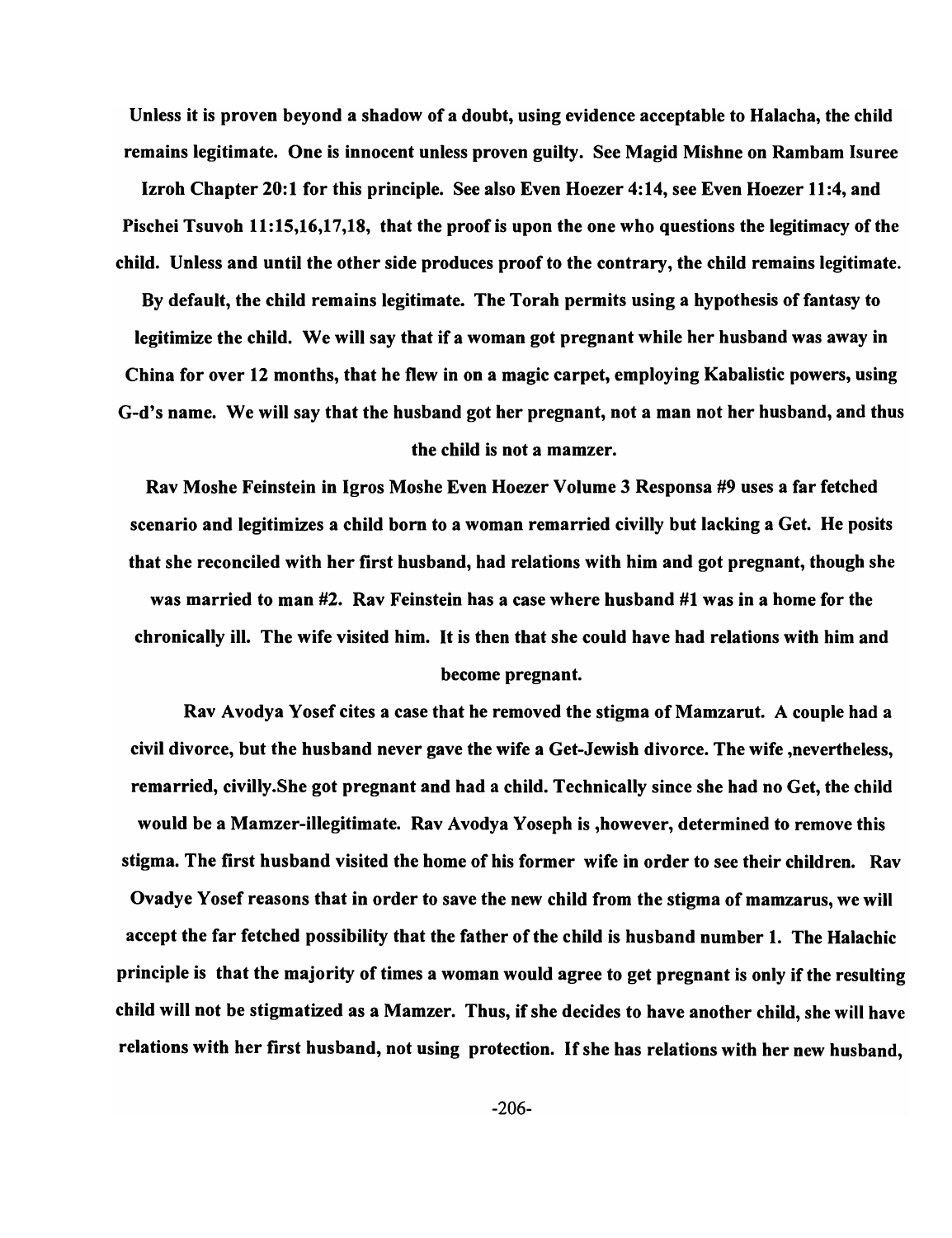**Unless it is proven beyond a shadow of a doubt, using evidence acceptable to Halacha, the child remains legitimate. One is innocent unless proven guilty. See Magid Mishne on Rambam Isuree Izroh Chapter 20:1 for this principle. See also Even Hoezer 4:14, see Even Hoezer 11:4, and Pischei Tsuvoh 11:15,16,17,18, that the proof is upon the one who questions the legitimacy of the child. Unless and until the other side produces proof to the contrary, the child remains legitimate. By default, the child remains legitimate. The Torah permits using a hypothesis of fantasy to legitimize the child. We will say that if a woman got pregnant while her husband was away in China for over 12 months, that he flew in on a magic carpet, employing Kabalistic powers, using G-d's name. We will say that the husband got her pregnant, not a man not her husband, and thus the child is not a mamzer.**

**Rav Moshe Feinstein in Igros Moshe Even Hoezer Volume 3 Responsa #9 uses a far fetched scenario and legitimizes a child born to a woman remarried civilly but lacking a Get. He posits that she reconciled with her first husband, had relations with him and got pregnant, though she was married to man #2. Rav Feinstein has a case where husband #1 was in a home for the chronically ill. The wife visited him. It is then that she could have had relations with him and become pregnant.**

**Rav Avodya Yosef cites a case that he removed the stigma of Mamzarut. A couple had a civil divorce, but the husband never gave the wife a Get-Jewish divorce. The wife ,nevertheless, remarried, civilly.She got pregnant and had a child. Technically since she had no Get, the child would be a Mamzer-illegitimate. Rav Avodya Yoseph is ,however, determined to remove this stigma. The first husband visited the home of his former wife in order to see their children. Rav Ovadye Yosef reasons that in order to save the new child from the stigma of mamzarus, we will accept the far fetched possibility that the father of the child is husband number 1. The Halachic principle is that the majority of times a woman would agree to get pregnant is only if the resulting child will not be stigmatized as a Mamzer. Thus, if she decides to have another child, she will have relations with her first husband, not using protection. If she has relations with her new husband,**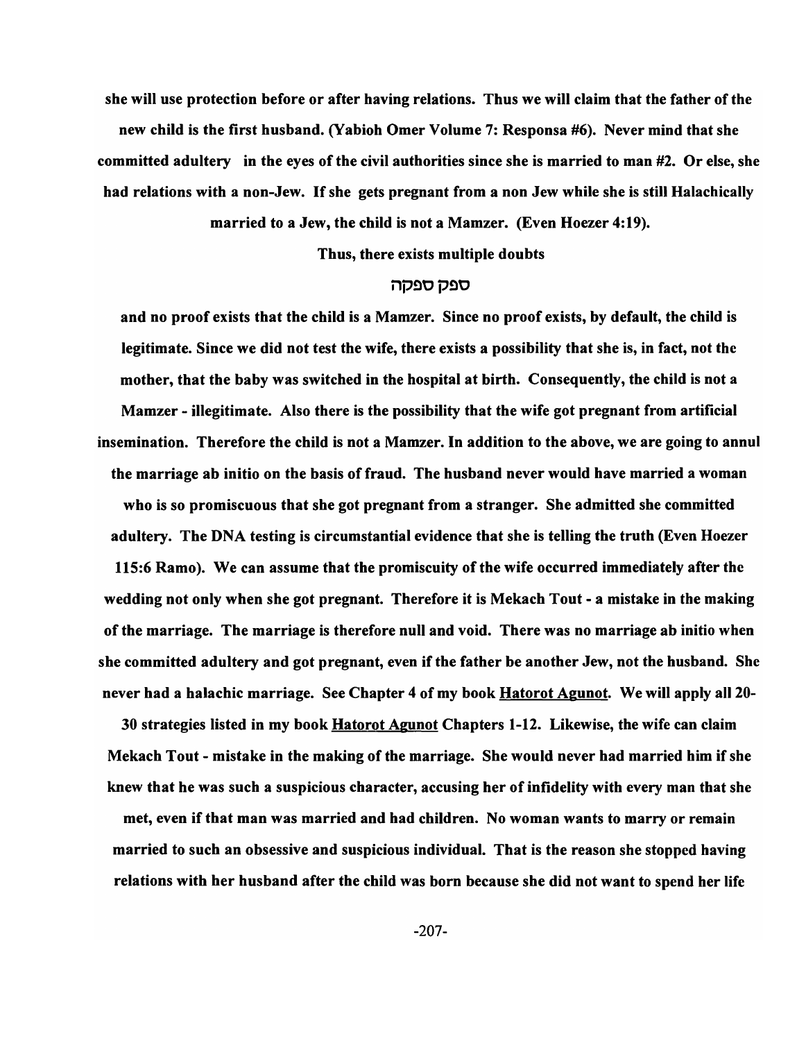**she will use protection before or after having relations. Thus we will claim that the father of the new child is the first husband. (Yabioh Omer Volume 7: Responsa #6). Never mind that she committed adultery in the eyes of the civil authorities since she is married to man #2. Or else, she had relations with a non-Jew. If she gets pregnant from a non Jew while she is still Halachically married to a Jew, the child is not a Mamzer. (Even Hoezer 4:19).**

**Thus, there exists multiple doubts**

**ספק ספקה**

**and no proof exists that the child is a Mamzer. Since no proof exists, by default, the child is legitimate. Since we did not test the wife, there exists a possibility that she is, in fact, not the mother, that the baby was switched in the hospital at birth. Consequently, the child is not a Mamzer - illegitimate. Also there is the possibility that the wife got pregnant from artificial insemination. Therefore the child is not a Mamzer. In addition to the above, we are going to annul the marriage ab initio on the basis of fraud. The husband never would have married a woman who is so promiscuous that she got pregnant from a stranger. She admitted she committed adultery. The DNA testing is circumstantial evidence that she is telling the truth (Even Hoezer 115:6 Ramo). We can assume that the promiscuity of the wife occurred immediately after the wedding not only when she got pregnant. Therefore it is Mekach Tout - a mistake in the making of the marriage. The marriage is therefore null and void. There was no marriage ab initio when she committed adultery and got pregnant, even if the father be another Jew, not the husband. She never had a halachic marriage. See Chapter 4 of my book <u>Hatorot Agunot</u>. We will apply all 20-30 strategies listed in my book <u>Hatorot Agunot</u> Chapters 1-12. Likewise, the wife can claim Mekach Tout - mistake in the making of the marriage. She would never had married him if she knew that he was such a suspicious character, accusing her of infidelity with every man that she met, even if that man was married and had children. No woman wants to marry or remain married to such an obsessive and suspicious individual. That is the reason she stopped having relations with her husband after the child was born because she did not want to spend her life**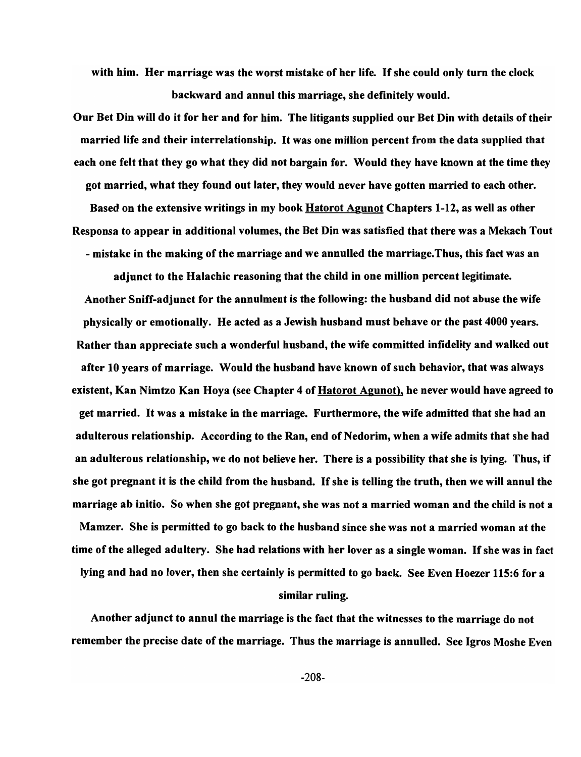**with him. Her marriage was the worst mistake of her life. If she could only turn the clock backward and annul this marriage, she definitely would.**

**Our Bet Din will do it for her and for him. The litigants supplied our Bet Din with details of their married life and their interrelationship. It was one million percent from the data supplied that each one felt that they go what they did not bargain for. Would they have known at the time they got married, what they found out later, they would never have gotten married to each other.**

**Based on the extensive writings in my book <u>Hatorot Agunot</u> Chapters 1-12, as well as other Responsa to appear in additional volumes, the Bet Din was satisfied that there was a Mekach Tout - mistake in the making of the marriage and we annulled the marriage.Thus, this fact was an adjunct to the Halachic reasoning that the child in one million percent legitimate.**

**Another Sniff-adjunct for the annulment is the following: the husband did not abuse the wife physically or emotionally. He acted as a Jewish husband must behave or the past 4000 years. Rather than appreciate such a wonderful husband, the wife committed infidelity and walked out after 10 years of marriage. Would the husband have known of such behavior, that was always existent, Kan Nimtzo Kan Hoya (see Chapter 4 of <u>Hatorot Agunot</u>), he never would have agreed to get married. It was a mistake in the marriage. Furthermore, the wife admitted that she had an adulterous relationship. According to the Ran, end of Nedorim, when a wife admits that she had an adulterous relationship, we do not believe her. There is a possibility that she is lying. Thus, if she got pregnant it is the child from the husband. If she is telling the truth, then we will annul the marriage ab initio. So when she got pregnant, she was not a married woman and the child is not a Mamzer. She is permitted to go back to the husband since she was not a married woman at the time of the alleged adultery. She had relations with her lover as a single woman. If she was in fact lying and had no lover, then she certainly is permitted to go back. See Even Hoezer 115:6 for a similar ruling.**

**Another adjunct to annul the marriage is the fact that the witnesses to the marriage do not remember the precise date of the marriage. Thus the marriage is annulled. See Igros Moshe Even**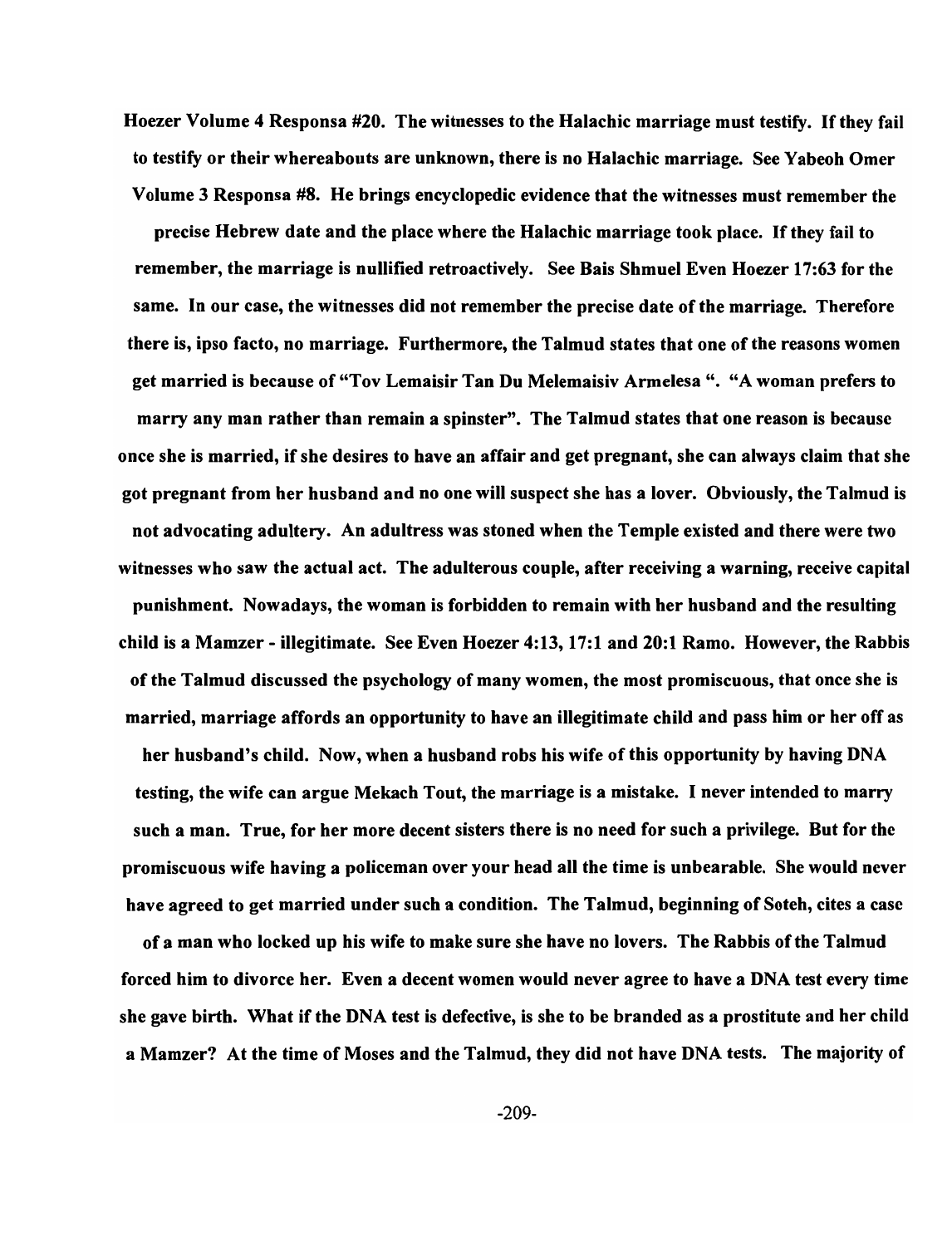**Hoezer Volume 4 Responsa #20. The witnesses to the Halachic marriage must testify. If they fail to testify or their whereabouts are unknown, there is no Halachic marriage. See Yabeoh Omer Volume 3 Responsa #8. He brings encyclopedic evidence that the witnesses must remember the precise Hebrew date and the place where the Halachic marriage took place. If they fail to remember, the marriage is nullified retroactively. See Bais Shmuel Even Hoezer 17:63 for the same. In our case, the witnesses did not remember the precise date of the marriage. Therefore there is, ipso facto, no marriage. Furthermore, the Talmud states that one of the reasons women get married is because of "Tov Lemaisir Tan Du Melemaisiv Armelesa ". "A woman prefers to marry any man rather than remain a spinster". The Talmud states that one reason is because once she is married, if she desires to have an affair and get pregnant, she can always claim that she got pregnant from her husband and no one will suspect she has a lover. Obviously, the Talmud is not advocating adultery. An adultress was stoned when the Temple existed and there were two witnesses who saw the actual act. The adulterous couple, after receiving a warning, receive capital punishment. Nowadays, the woman is forbidden to remain with her husband and the resulting child is a Mamzer - illegitimate. See Even Hoezer 4:13, 17:1 and 20:1 Ramo. However, the Rabbis of the Talmud discussed the psychology of many women, the most promiscuous, that once she is married, marriage affords an opportunity to have an illegitimate child and pass him or her off as her husband's child. Now, when a husband robs his wife of this opportunity by having DNA testing, the wife can argue Mekach Tout, the marriage is a mistake. I never intended to marry such a man. True, for her more decent sisters there is no need for such a privilege. But for the promiscuous wife having a policeman over your head all the time is unbearable. She would never have agreed to get married under such a condition. The Talmud, beginning of Soteh, cites a case of a man who locked up his wife to make sure she have no lovers. The Rabbis of the Talmud forced him to divorce her. Even a decent women would never agree to have a DNA test every time she gave birth. What if the DNA test is defective, is she to be branded as a prostitute and her child a Mamzer? At the time of Moses and the Talmud, they did not have DNA tests. The majority of**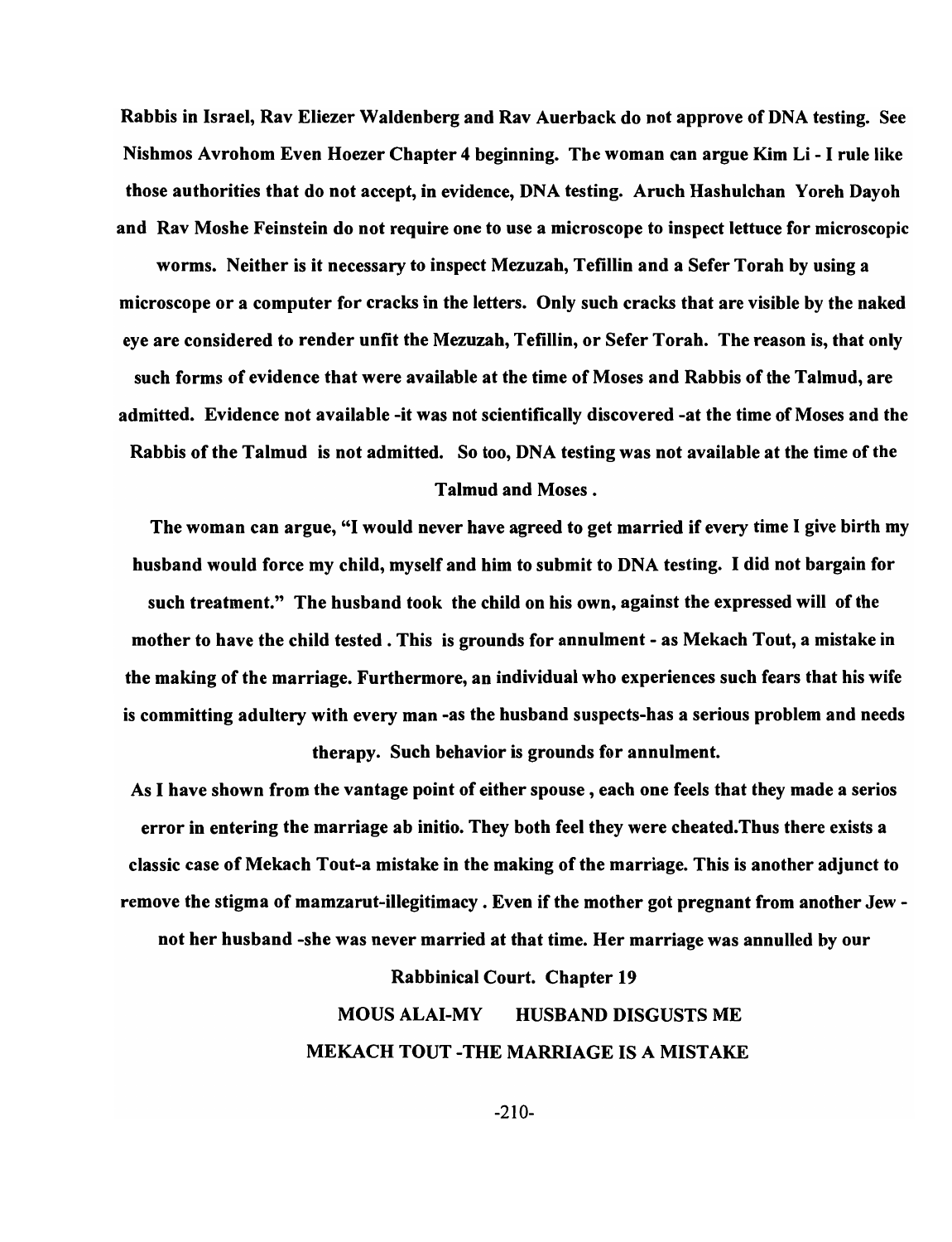**Rabbis in Israel, Rav Eliezer Waldenberg and Rav Auerback do not approve of DNA testing. See Nishmos Avrohom Even Hoezer Chapter 4 beginning. The woman can argue Kim Li - I rule like those authorities that do not accept, in evidence, DNA testing. Aruch Hashulchan Yoreh Dayoh and Rav Moshe Feinstein do not require one to use a microscope to inspect lettuce for microscopic worms. Neither is it necessary to inspect Mezuzah, Tefillin and a Sefer Torah by using a microscope or a computer for cracks in the letters. Only such cracks that are visible by the naked eye are considered to render unfit the Mezuzah, Tefillin, or Sefer Torah. The reason is, that only such forms of evidence that were available at the time of Moses and Rabbis of the Talmud, are admitted. Evidence not available -it was not scientifically discovered -at the time of Moses and the Rabbis of the Talmud is not admitted. So too, DNA testing was not available at the time of the Talmud and Moses .**

**The woman can argue, "I would never have agreed to get married if every time I give birth my husband would force my child, myself and him to submit to DNA testing. I did not bargain for such treatment." The husband took the child on his own, against the expressed will of the mother to have the child tested . This is grounds for annulment - as Mekach Tout, a mistake in the making of the marriage. Furthermore, an individual who experiences such fears that his wife is committing adultery with every man -as the husband suspects-has a serious problem and needs therapy. Such behavior is grounds for annulment.**

**As I have shown from the vantage point of either spouse , each one feels that they made a serios error in entering the marriage ab initio. They both feel they were cheated.Thus there exists a classic case of Mekach Tout-a mistake in the making of the marriage. This is another adjunct to remove the stigma of mamzarut-illegitimacy . Even if the mother got pregnant from another Jew - not her husband -she was never married at that time. Her marriage was annulled by our Rabbinical Court. Chapter 19**

## MOUS ALAI-MY HUSBAND DISGUSTS ME

## MEKACH TOUT -THE MARRIAGE IS A MISTAKE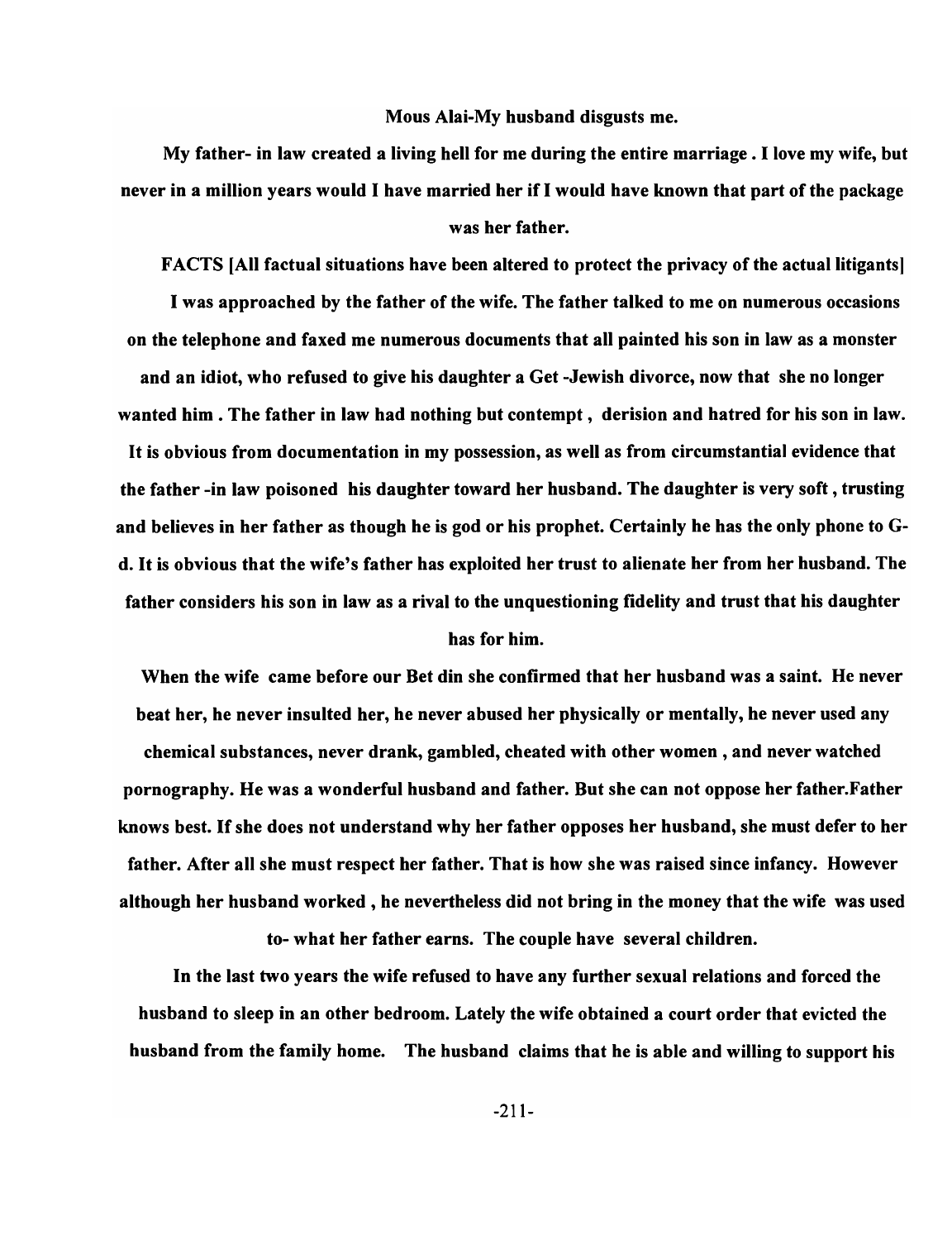**Mous Alai-My husband disgusts me.**

**My father- in law created a living hell for me during the entire marriage . I love my wife, but never in a million years would I have married her if I would have known that part of the package was her father.**

**FACTS [All factual situations have been altered to protect the privacy of the actual litigants]**

**I was approached by the father of the wife. The father talked to me on numerous occasions on the telephone and faxed me numerous documents that all painted his son in law as a monster and an idiot, who refused to give his daughter a Get -Jewish divorce, now that she no longer wanted him . The father in law had nothing but contempt , derision and hatred for his son in law. It is obvious from documentation in my possession, as well as from circumstantial evidence that the father -in law poisoned his daughter toward her husband. The daughter is very soft , trusting and believes in her father as though he is god or his prophet. Certainly he has the only phone to G-d. It is obvious that the wife's father has exploited her trust to alienate her from her husband. The father considers his son in law as a rival to the unquestioning fidelity and trust that his daughter has for him.**

**When the wife came before our Bet din she confirmed that her husband was a saint. He never beat her, he never insulted her, he never abused her physically or mentally, he never used any chemical substances, never drank, gambled, cheated with other women , and never watched pornography. He was a wonderful husband and father. But she can not oppose her father.Father knows best. If she does not understand why her father opposes her husband, she must defer to her father. After all she must respect her father. That is how she was raised since infancy. However although her husband worked , he nevertheless did not bring in the money that the wife was used to- what her father earns. The couple have several children.**

**In the last two years the wife refused to have any further sexual relations and forced the husband to sleep in an other bedroom. Lately the wife obtained a court order that evicted the husband from the family home. The husband claims that he is able and willing to support his**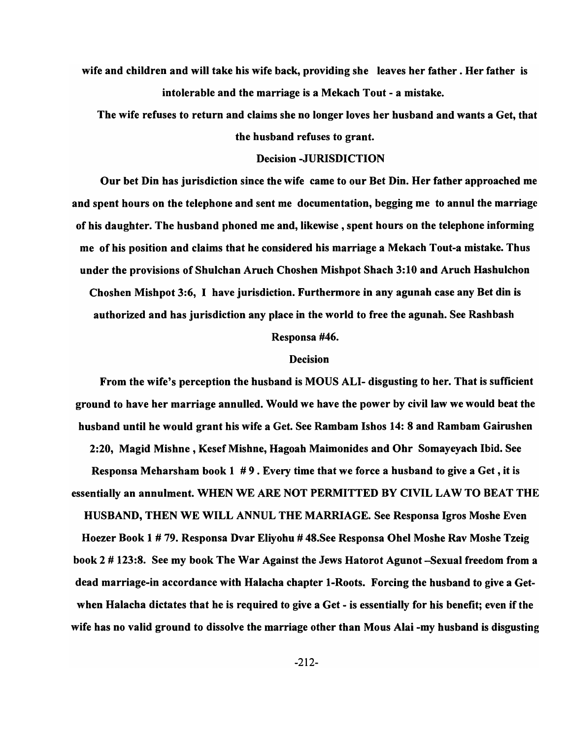**wife and children and will take his wife back, providing she leaves her father . Her father is intolerable and the marriage is a Mekach Tout - a mistake.**

**The wife refuses to return and claims she no longer loves her husband and wants a Get, that the husband refuses to grant.**

**Decision -JURISDICTION**

**Our bet Din has jurisdiction since the wife came to our Bet Din. Her father approached me and spent hours on the telephone and sent me documentation, begging me to annul the marriage of his daughter. The husband phoned me and, likewise , spent hours on the telephone informing me of his position and claims that he considered his marriage a Mekach Tout-a mistake. Thus under the provisions of Shulchan Aruch Choshen Mishpot Shach 3:10 and Aruch Hashulchon Choshen Mishpot 3:6, I have jurisdiction. Furthermore in any agunah case any Bet din is authorized and has jurisdiction any place in the world to free the agunah. See Rashbash Responsa #46.**

**Decision**

**From the wife's perception the husband is MOUS ALI- disgusting to her. That is sufficient ground to have her marriage annulled. Would we have the power by civil law we would beat the husband until he would grant his wife a Get. See Rambam Ishos 14: 8 and Rambam Gairushen 2:20, Magid Mishne , Kesef Mishne, Hagoah Maimonides and Ohr Somayeyach Ibid. See Responsa Meharsham book 1 # 9 . Every time that we force a husband to give a Get , it is essentially an annulment. WHEN WE ARE NOT PERMITTED BY CIVIL LAW TO BEAT THE HUSBAND, THEN WE WILL ANNUL THE MARRIAGE. See Responsa Igros Moshe Even Hoezer Book 1 # 79. Responsa Dvar Eliyohu # 48.See Responsa Ohel Moshe Rav Moshe Tzeig book 2 # 123:8. See my book The War Against the Jews Hatorot Agunot –Sexual freedom from a dead marriage-in accordance with Halacha chapter 1-Roots. Forcing the husband to give a Get- when Halacha dictates that he is required to give a Get - is essentially for his benefit; even if the wife has no valid ground to dissolve the marriage other than Mous Alai -my husband is disgusting**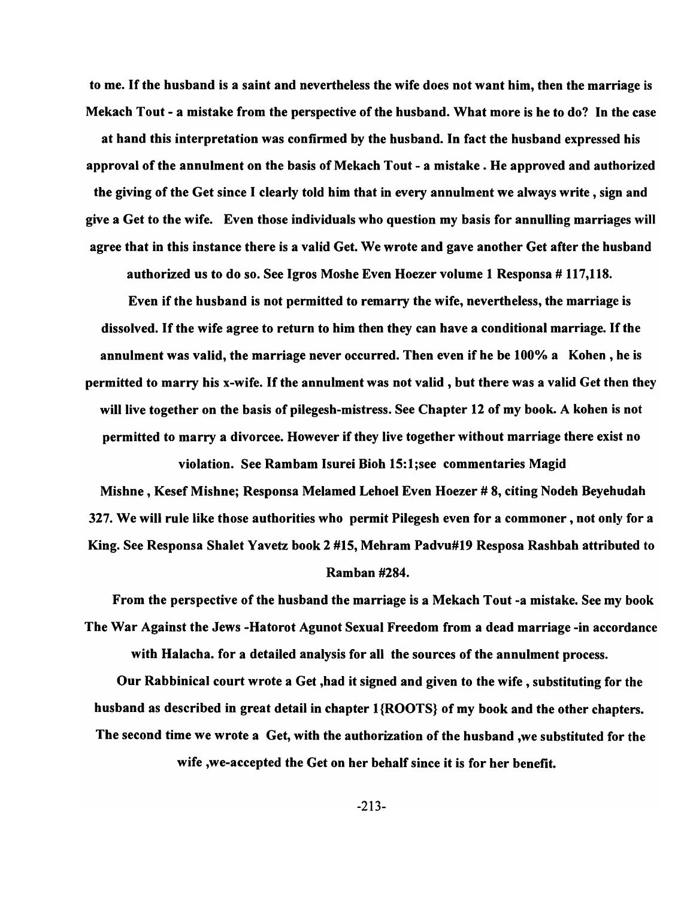**to me. If the husband is a saint and nevertheless the wife does not want him, then the marriage is Mekach Tout - a mistake from the perspective of the husband. What more is he to do? In the case at hand this interpretation was confirmed by the husband. In fact the husband expressed his approval of the annulment on the basis of Mekach Tout - a mistake . He approved and authorized the giving of the Get since I clearly told him that in every annulment we always write , sign and give a Get to the wife. Even those individuals who question my basis for annulling marriages will agree that in this instance there is a valid Get. We wrote and gave another Get after the husband authorized us to do so. See Igros Moshe Even Hoezer volume 1 Responsa # 117,118.**

**Even if the husband is not permitted to remarry the wife, nevertheless, the marriage is dissolved. If the wife agree to return to him then they can have a conditional marriage. If the annulment was valid, the marriage never occurred. Then even if he be 100% a Kohen , he is permitted to marry his x-wife. If the annulment was not valid , but there was a valid Get then they will live together on the basis of pilegesh-mistress. See Chapter 12 of my book. A kohen is not permitted to marry a divorcee. However if they live together without marriage there exist no violation. See Rambam Isurei Bioh 15:1;see commentaries Magid Mishne , Kesef Mishne; Responsa Melamed Lehoel Even Hoezer # 8, citing Nodeh Beyehudah 327. We will rule like those authorities who permit Pilegesh even for a commoner , not only for a King. See Responsa Shalet Yavetz book 2 #15, Mehram Padvu#19 Resposa Rashbah attributed to Ramban #284.**

**From the perspective of the husband the marriage is a Mekach Tout -a mistake. See my book The War Against the Jews -Hatorot Agunot Sexual Freedom from a dead marriage -in accordance with Halacha. for a detailed analysis for all the sources of the annulment process.**

**Our Rabbinical court wrote a Get ,had it signed and given to the wife , substituting for the husband as described in great detail in chapter 1{ROOTS} of my book and the other chapters. The second time we wrote a Get, with the authorization of the husband ,we substituted for the wife ,we-accepted the Get on her behalf since it is for her benefit.**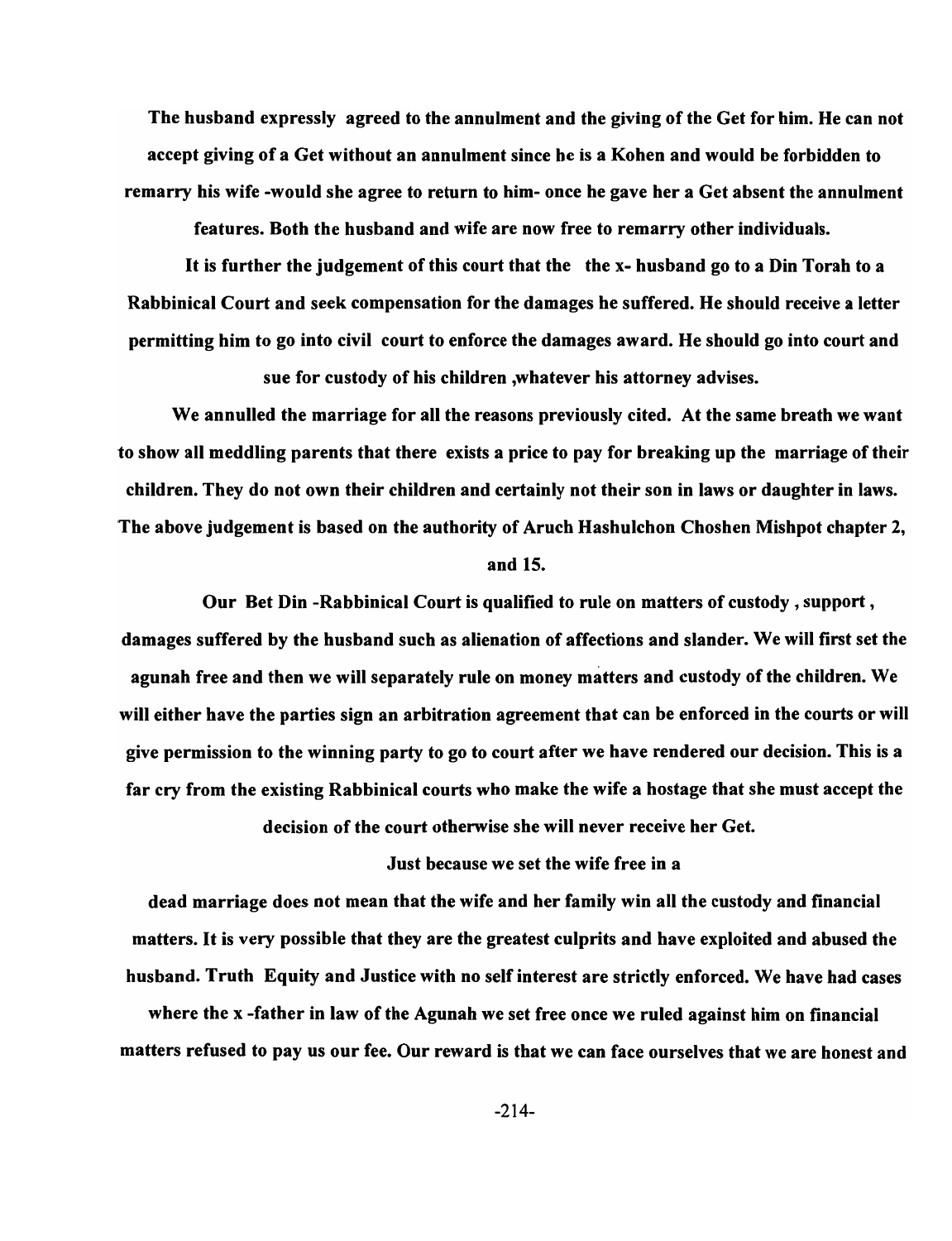**The husband expressly agreed to the annulment and the giving of the Get for him. He can not accept giving of a Get without an annulment since he is a Kohen and would be forbidden to remarry his wife -would she agree to return to him- once he gave her a Get absent the annulment features. Both the husband and wife are now free to remarry other individuals.**

**It is further the judgement of this court that the the x- husband go to a Din Torah to a Rabbinical Court and seek compensation for the damages he suffered. He should receive a letter permitting him to go into civil court to enforce the damages award. He should go into court and sue for custody of his children ,whatever his attorney advises.**

**We annulled the marriage for all the reasons previously cited. At the same breath we want to show all meddling parents that there exists a price to pay for breaking up the marriage of their children. They do not own their children and certainly not their son in laws or daughter in laws. The above judgement is based on the authority of Aruch Hashulchon Choshen Mishpot chapter 2, and 15.**

**Our Bet Din -Rabbinical Court is qualified to rule on matters of custody , support , damages suffered by the husband such as alienation of affections and slander. We will first set the agunah free and then we will separately rule on money matters and custody of the children. We will either have the parties sign an arbitration agreement that can be enforced in the courts or will give permission to the winning party to go to court after we have rendered our decision. This is a far cry from the existing Rabbinical courts who make the wife a hostage that she must accept the decision of the court otherwise she will never receive her Get.**

**Just because we set the wife free in a dead marriage does not mean that the wife and her family win all the custody and financial matters. It is very possible that they are the greatest culprits and have exploited and abused the husband. Truth Equity and Justice with no self interest are strictly enforced. We have had cases where the x -father in law of the Agunah we set free once we ruled against him on financial matters refused to pay us our fee. Our reward is that we can face ourselves that we are honest and**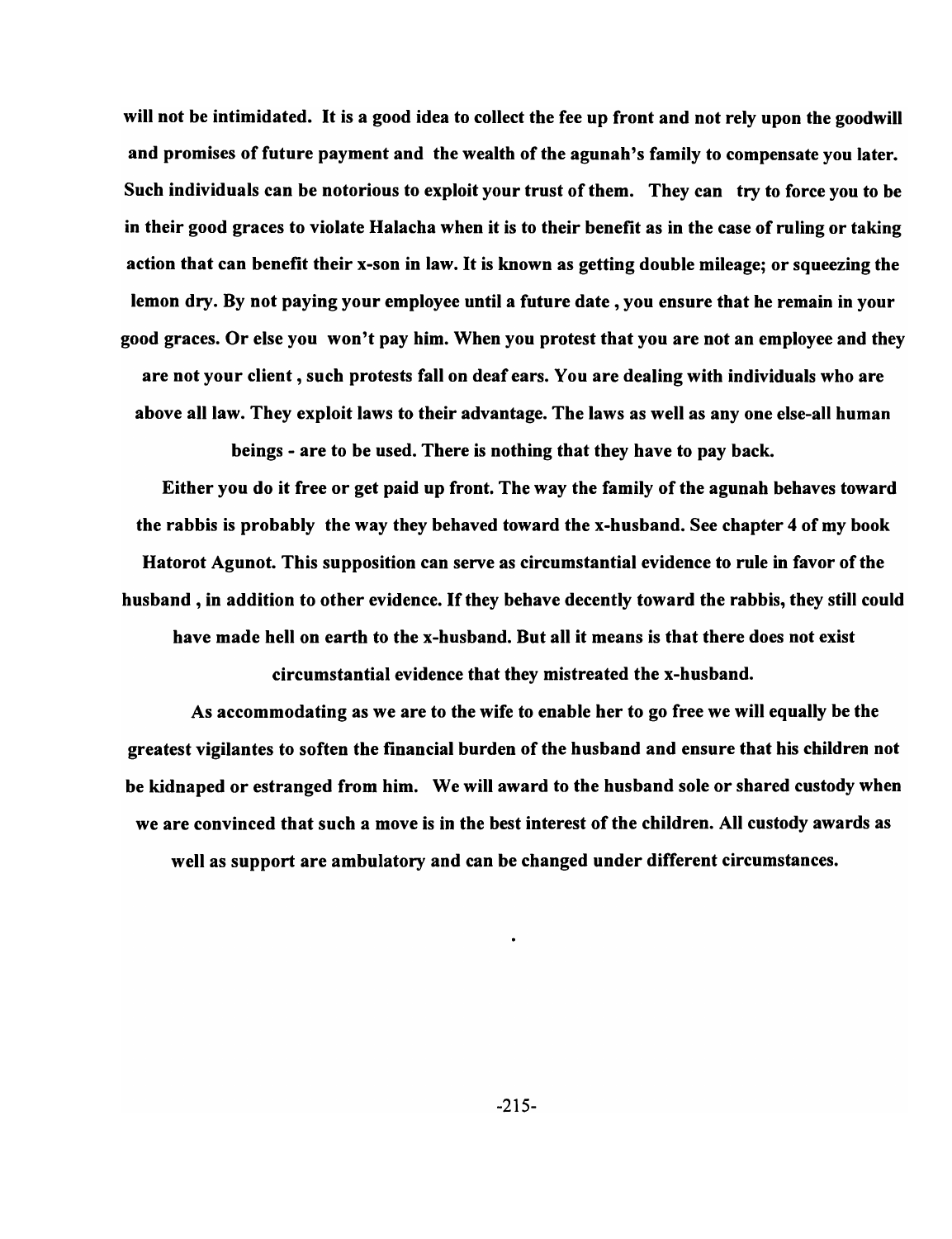**will not be intimidated. It is a good idea to collect the fee up front and not rely upon the goodwill and promises of future payment and the wealth of the agunah's family to compensate you later. Such individuals can be notorious to exploit your trust of them. They can try to force you to be in their good graces to violate Halacha when it is to their benefit as in the case of ruling or taking action that can benefit their x-son in law. It is known as getting double mileage; or squeezing the lemon dry. By not paying your employee until a future date , you ensure that he remain in your good graces. Or else you won't pay him. When you protest that you are not an employee and they are not your client , such protests fall on deaf ears. You are dealing with individuals who are above all law. They exploit laws to their advantage. The laws as well as any one else-all human beings - are to be used. There is nothing that they have to pay back.**

**Either you do it free or get paid up front. The way the family of the agunah behaves toward the rabbis is probably the way they behaved toward the x-husband. See chapter 4 of my book Hatorot Agunot. This supposition can serve as circumstantial evidence to rule in favor of the husband , in addition to other evidence. If they behave decently toward the rabbis, they still could have made hell on earth to the x-husband. But all it means is that there does not exist circumstantial evidence that they mistreated the x-husband.**

**As accommodating as we are to the wife to enable her to go free we will equally be the greatest vigilantes to soften the financial burden of the husband and ensure that his children not be kidnaped or estranged from him. We will award to the husband sole or shared custody when we are convinced that such a move is in the best interest of the children. All custody awards as well as support are ambulatory and can be changed under different circumstances.**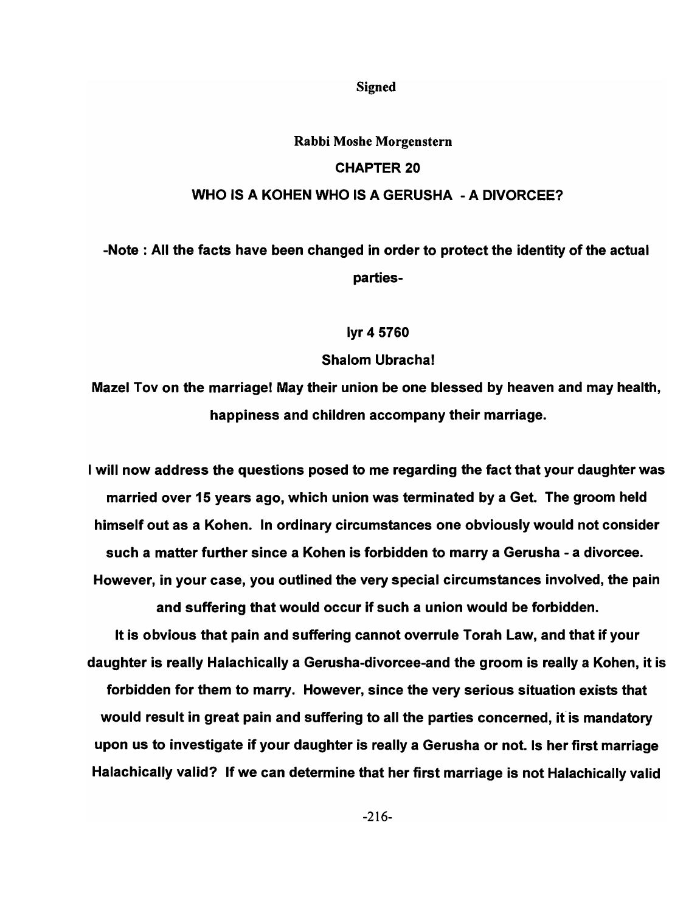Signed

Rabbi Moshe Morgenstern

## CHAPTER 20

## WHO IS A KOHEN WHO IS A GERUSHA - A DIVORCEE?

**-Note : All the facts have been changed in order to protect the identity of the actual parties-**

**Iyr 4 5760**

**Shalom Ubracha!**

**Mazel Tov on the marriage! May their union be one blessed by heaven and may health, happiness and children accompany their marriage.**

**I will now address the questions posed to me regarding the fact that your daughter was married over 15 years ago, which union was terminated by a Get. The groom held himself out as a Kohen. In ordinary circumstances one obviously would not consider such a matter further since a Kohen is forbidden to marry a Gerusha - a divorcee. However, in your case, you outlined the very special circumstances involved, the pain and suffering that would occur if such a union would be forbidden.**

**It is obvious that pain and suffering cannot overrule Torah Law, and that if your daughter is really Halachically a Gerusha-divorcee-and the groom is really a Kohen, it is forbidden for them to marry. However, since the very serious situation exists that would result in great pain and suffering to all the parties concerned, it is mandatory upon us to investigate if your daughter is really a Gerusha or not. Is her first marriage Halachically valid? If we can determine that her first marriage is not Halachically valid**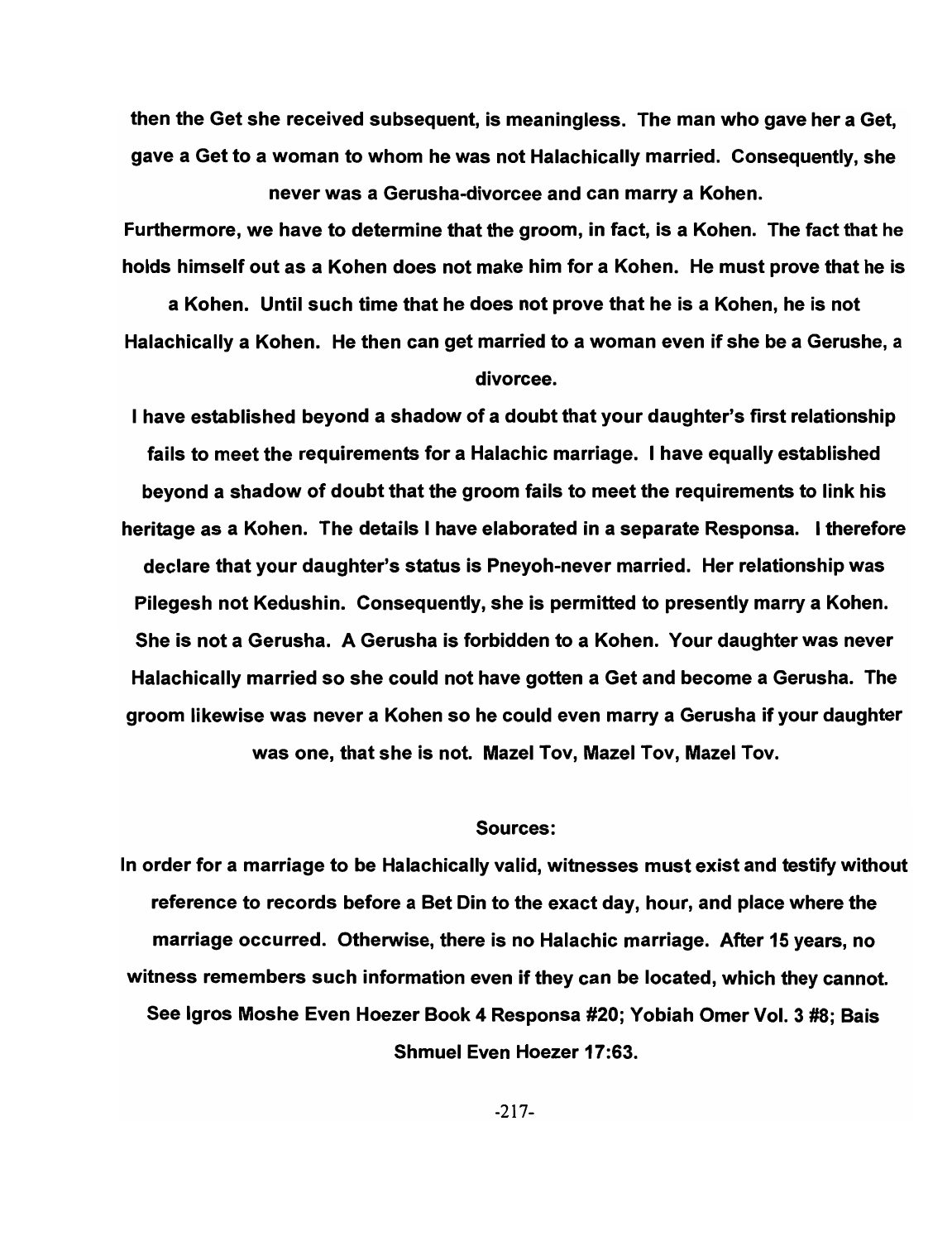**then the Get she received subsequent, is meaningless. The man who gave her a Get, gave a Get to a woman to whom he was not Halachically married. Consequently, she never was a Gerusha-divorcee and can marry a Kohen.**

**Furthermore, we have to determine that the groom, in fact, is a Kohen. The fact that he holds himself out as a Kohen does not make him for a Kohen. He must prove that he is a Kohen. Until such time that he does not prove that he is a Kohen, he is not Halachically a Kohen. He then can get married to a woman even if she be a Gerushe, a divorcee.**

**I have established beyond a shadow of a doubt that your daughter's first relationship fails to meet the requirements for a Halachic marriage. I have equally established beyond a shadow of doubt that the groom fails to meet the requirements to link his heritage as a Kohen. The details I have elaborated in a separate Responsa. I therefore declare that your daughter's status is Pneyoh-never married. Her relationship was Pilegesh not Kedushin. Consequently, she is permitted to presently marry a Kohen. She is not a Gerusha. A Gerusha is forbidden to a Kohen. Your daughter was never Halachically married so she could not have gotten a Get and become a Gerusha. The groom likewise was never a Kohen so he could even marry a Gerusha if your daughter was one, that she is not. Mazel Tov, Mazel Tov, Mazel Tov.**

**Sources:**

**In order for a marriage to be Halachically valid, witnesses must exist and testify without reference to records before a Bet Din to the exact day, hour, and place where the marriage occurred. Otherwise, there is no Halachic marriage. After 15 years, no witness remembers such information even if they can be located, which they cannot. See Igros Moshe Even Hoezer Book 4 Responsa #20; Yobiah Omer Vol. 3 #8; Bais Shmuel Even Hoezer 17:63.**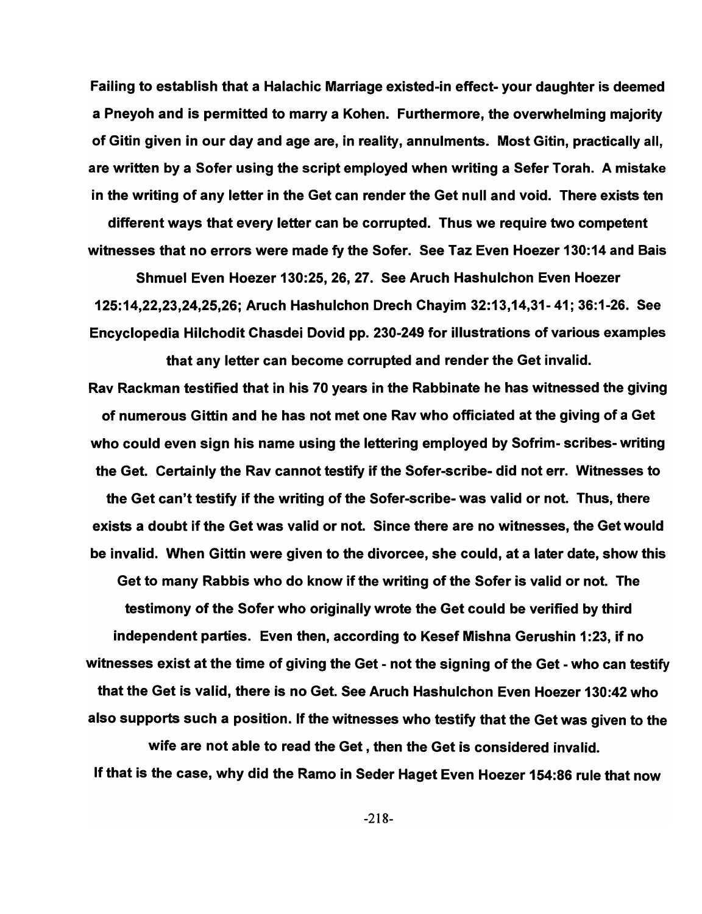**Failing to establish that a Halachic Marriage existed-in effect- your daughter is deemed a Pneyoh and is permitted to marry a Kohen. Furthermore, the overwhelming majority of Gitin given in our day and age are, in reality, annulments. Most Gitin, practically all, are written by a Sofer using the script employed when writing a Sefer Torah. A mistake in the writing of any letter in the Get can render the Get null and void. There exists ten different ways that every letter can be corrupted. Thus we require two competent witnesses that no errors were made fy the Sofer. See Taz Even Hoezer 130:14 and Bais Shmuel Even Hoezer 130:25, 26, 27. See Aruch Hashulchon Even Hoezer 125:14,22,23,24,25,26; Aruch Hashulchon Drech Chayim 32:13,14,31- 41; 36:1-26. See Encyclopedia Hilchodit Chasdei Dovid pp. 230-249 for illustrations of various examples that any letter can become corrupted and render the Get invalid.**

**Rav Rackman testified that in his 70 years in the Rabbinate he has witnessed the giving of numerous Gittin and he has not met one Rav who officiated at the giving of a Get who could even sign his name using the lettering employed by Sofrim- scribes- writing the Get. Certainly the Rav cannot testify if the Sofer-scribe- did not err. Witnesses to the Get can't testify if the writing of the Sofer-scribe- was valid or not. Thus, there exists a doubt if the Get was valid or not. Since there are no witnesses, the Get would be invalid. When Gittin were given to the divorcee, she could, at a later date, show this Get to many Rabbis who do know if the writing of the Sofer is valid or not. The testimony of the Sofer who originally wrote the Get could be verified by third independent parties. Even then, according to Kesef Mishna Gerushin 1:23, if no witnesses exist at the time of giving the Get - not the signing of the Get - who can testify that the Get is valid, there is no Get. See Aruch Hashulchon Even Hoezer 130:42 who also supports such a position. If the witnesses who testify that the Get was given to the wife are not able to read the Get , then the Get is considered invalid.**

**If that is the case, why did the Ramo in Seder Haget Even Hoezer 154:86 rule that now**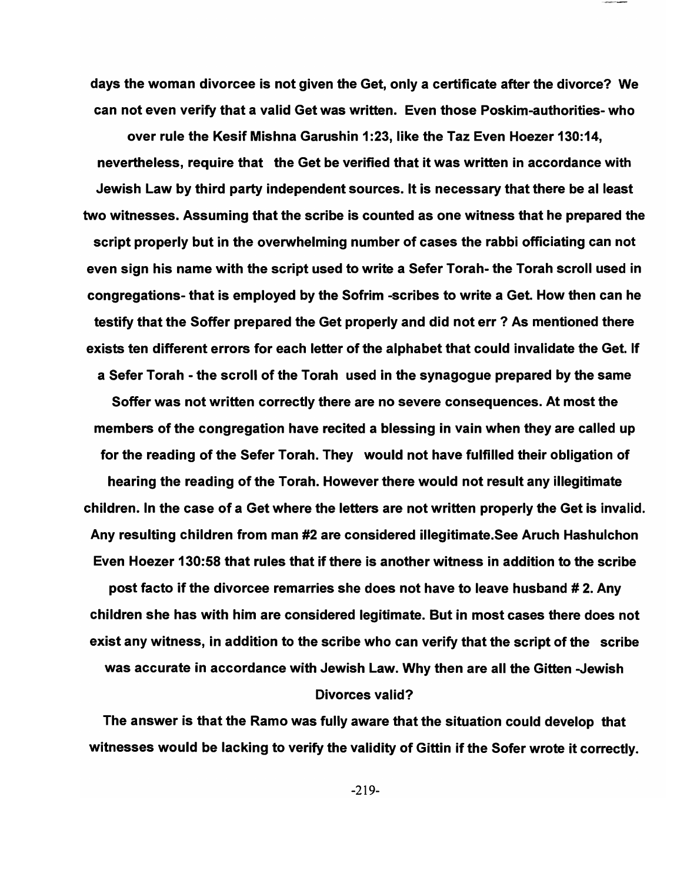**days the woman divorcee is not given the Get, only a certificate after the divorce? We can not even verify that a valid Get was written. Even those Poskim-authorities- who over rule the Kesif Mishna Garushin 1:23, like the Taz Even Hoezer 130:14, nevertheless, require that the Get be verified that it was written in accordance with Jewish Law by third party independent sources. It is necessary that there be al least two witnesses. Assuming that the scribe is counted as one witness that he prepared the script properly but in the overwhelming number of cases the rabbi officiating can not even sign his name with the script used to write a Sefer Torah- the Torah scroll used in congregations- that is employed by the Sofrim -scribes to write a Get. How then can he testify that the Soffer prepared the Get properly and did not err ? As mentioned there exists ten different errors for each letter of the alphabet that could invalidate the Get. If a Sefer Torah - the scroll of the Torah used in the synagogue prepared by the same Soffer was not written correctly there are no severe consequences. At most the members of the congregation have recited a blessing in vain when they are called up for the reading of the Sefer Torah. They would not have fulfilled their obligation of hearing the reading of the Torah. However there would not result any illegitimate children. In the case of a Get where the letters are not written properly the Get is invalid. Any resulting children from man #2 are considered illegitimate.See Aruch Hashulchon Even Hoezer 130:58 that rules that if there is another witness in addition to the scribe post facto if the divorcee remarries she does not have to leave husband # 2. Any children she has with him are considered legitimate. But in most cases there does not exist any witness, in addition to the scribe who can verify that the script of the scribe was accurate in accordance with Jewish Law. Why then are all the Gitten -Jewish Divorces valid?**

**The answer is that the Ramo was fully aware that the situation could develop that witnesses would be lacking to verify the validity of Gittin if the Sofer wrote it correctly.**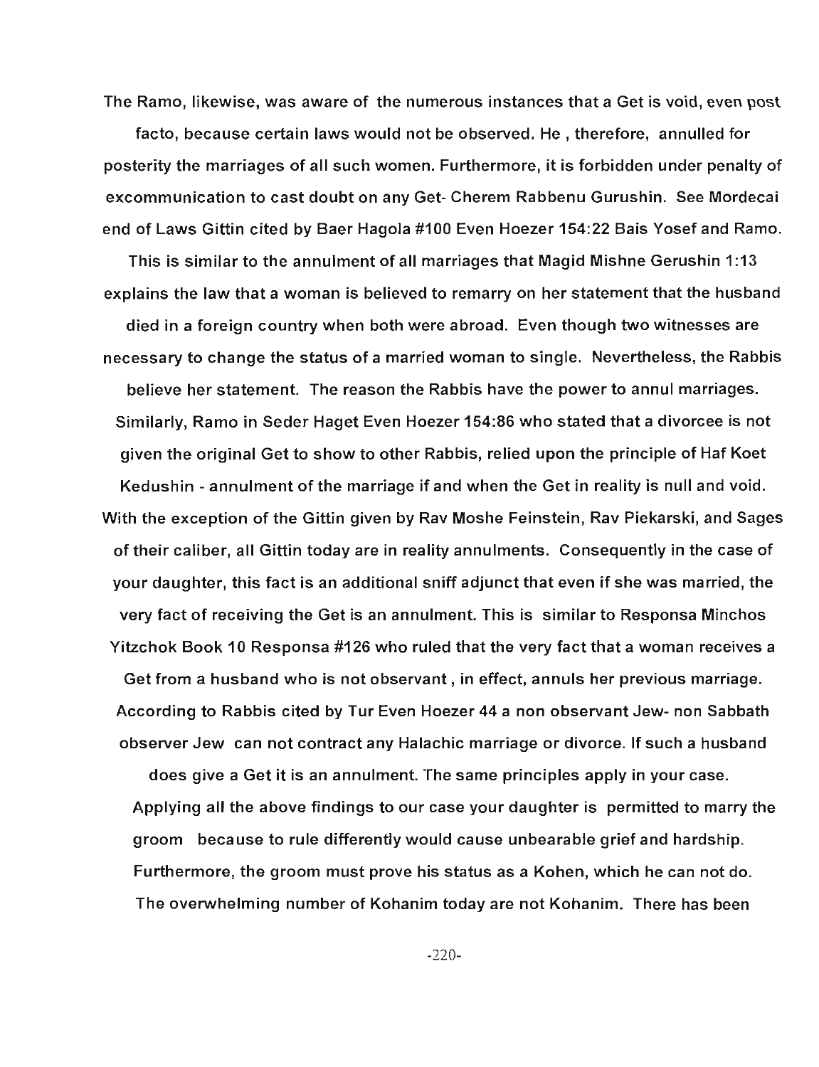The Ramo, likewise, was aware of the numerous instances that a Get is void, even post facto, because certain laws would not be observed. He , therefore, annulled for posterity the marriages of all such women. Furthermore, it is forbidden under penalty of excommunication to cast doubt on any Get- Cherem Rabbenu Gurushin. See Mordecai end of Laws Gittin cited by Baer Hagola #100 Even Hoezer 154:22 Bais Yosef and Ramo.

This is similar to the annulment of all marriages that Magid Mishne Gerushin 1:13 explains the law that a woman is believed to remarry on her statement that the husband died in a foreign country when both were abroad. Even though two witnesses are necessary to change the status of a married woman to single. Nevertheless, the Rabbis believe her statement. The reason the Rabbis have the power to annul marriages. Similarly, Ramo in Seder Haget Even Hoezer 154:86 who stated that a divorcee is not given the original Get to show to other Rabbis, relied upon the principle of Haf Koet Kedushin - annulment of the marriage if and when the Get in reality is null and void. With the exception of the Gittin given by Rav Moshe Feinstein, Rav Piekarski, and Sages of their caliber, all Gittin today are in reality annulments. Consequently in the case of your daughter, this fact is an additional sniff adjunct that even if she was married, the very fact of receiving the Get is an annulment. This is similar to Responsa Minchos Yitzchok Book 10 Responsa #126 who ruled that the very fact that a woman receives a Get from a husband who is not observant , in effect, annuls her previous marriage. According to Rabbis cited by Tur Even Hoezer 44 a non observant Jew- non Sabbath observer Jew can not contract any Halachic marriage or divorce. If such a husband does give a Get it is an annulment. The same principles apply in your case.

Applying all the above findings to our case your daughter is permitted to marry the groom because to rule differently would cause unbearable grief and hardship. Furthermore, the groom must prove his status as a Kohen, which he can not do. The overwhelming number of Kohanim today are not Kohanim. There has been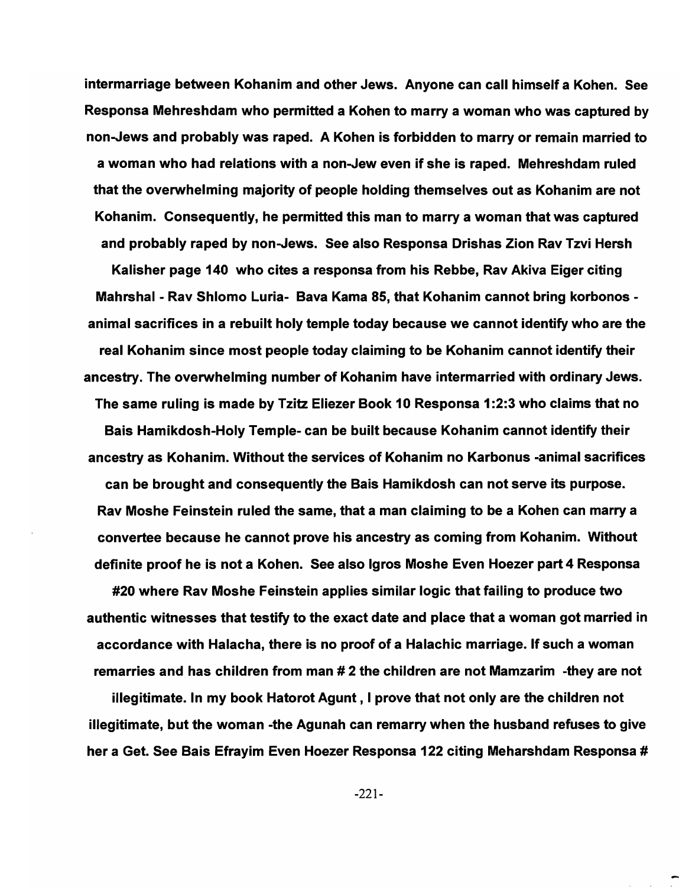intermarriage between Kohanim and other Jews. Anyone can call himself a Kohen. See Responsa Mehreshdam who permitted a Kohen to marry a woman who was captured by non-Jews and probably was raped. A Kohen is forbidden to marry or remain married to a woman who had relations with a non-Jew even if she is raped. Mehreshdam ruled that the overwhelming majority of people holding themselves out as Kohanim are not Kohanim. Consequently, he permitted this man to marry a woman that was captured and probably raped by non-Jews. See also Responsa Drishas Zion Rav Tzvi Hersh Kalisher page 140 who cites a responsa from his Rebbe, Rav Akiva Eiger citing Mahrshal - Rav Shlomo Luria- Bava Kama 85, that Kohanim cannot bring korbonos - animal sacrifices in a rebuilt holy temple today because we cannot identify who are the real Kohanim since most people today claiming to be Kohanim cannot identify their ancestry. The overwhelming number of Kohanim have intermarried with ordinary Jews. The same ruling is made by Tzitz Eliezer Book 10 Responsa 1:2:3 who claims that no Bais Hamikdosh-Holy Temple- can be built because Kohanim cannot identify their ancestry as Kohanim. Without the services of Kohanim no Karbonus -animal sacrifices can be brought and consequently the Bais Hamikdosh can not serve its purpose. Rav Moshe Feinstein ruled the same, that a man claiming to be a Kohen can marry a convertee because he cannot prove his ancestry as coming from Kohanim. Without definite proof he is not a Kohen. See also Igros Moshe Even Hoezer part 4 Responsa #20 where Rav Moshe Feinstein applies similar logic that failing to produce two authentic witnesses that testify to the exact date and place that a woman got married in accordance with Halacha, there is no proof of a Halachic marriage. If such a woman remarries and has children from man # 2 the children are not Mamzarim -they are not illegitimate. In my book Hatorot Agunt , I prove that not only are the children not illegitimate, but the woman -the Agunah can remarry when the husband refuses to give her a Get. See Bais Efrayim Even Hoezer Responsa 122 citing Meharshdam Responsa #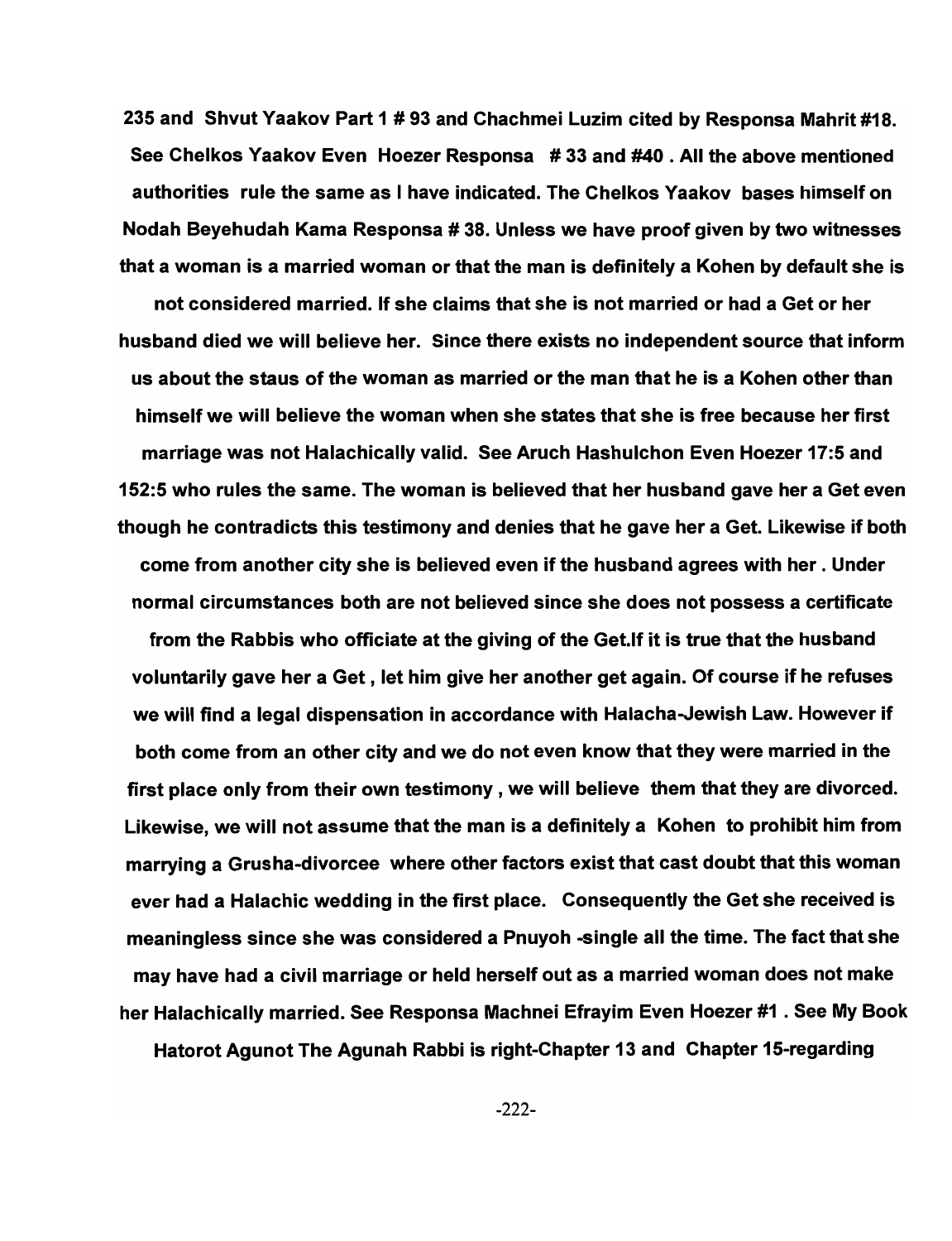235 and Shvut Yaakov Part 1 # 93 and Chachmei Luzim cited by Responsa Mahrit #18. See Chelkos Yaakov Even Hoezer Responsa # 33 and #40 . All the above mentioned authorities rule the same as I have indicated. The Chelkos Yaakov bases himself on Nodah Beyehudah Kama Responsa # 38. Unless we have proof given by two witnesses that a woman is a married woman or that the man is definitely a Kohen by default she is not considered married. If she claims that she is not married or had a Get or her husband died we will believe her. Since there exists no independent source that inform us about the staus of the woman as married or the man that he is a Kohen other than himself we will believe the woman when she states that she is free because her first marriage was not Halachically valid. See Aruch Hashulchon Even Hoezer 17:5 and 152:5 who rules the same. The woman is believed that her husband gave her a Get even though he contradicts this testimony and denies that he gave her a Get. Likewise if both come from another city she is believed even if the husband agrees with her . Under normal circumstances both are not believed since she does not possess a certificate from the Rabbis who officiate at the giving of the Get.If it is true that the husband voluntarily gave her a Get , let him give her another get again. Of course if he refuses we will find a legal dispensation in accordance with Halacha-Jewish Law. However if both come from an other city and we do not even know that they were married in the first place only from their own testimony , we will believe them that they are divorced. Likewise, we will not assume that the man is a definitely a Kohen to prohibit him from marrying a Grusha-divorcee where other factors exist that cast doubt that this woman ever had a Halachic wedding in the first place. Consequently the Get she received is meaningless since she was considered a Pnuyoh -single all the time. The fact that she may have had a civil marriage or held herself out as a married woman does not make her Halachically married. See Responsa Machnei Efrayim Even Hoezer #1 . See My Book Hatorot Agunot The Agunah Rabbi is right-Chapter 13 and Chapter 15-regarding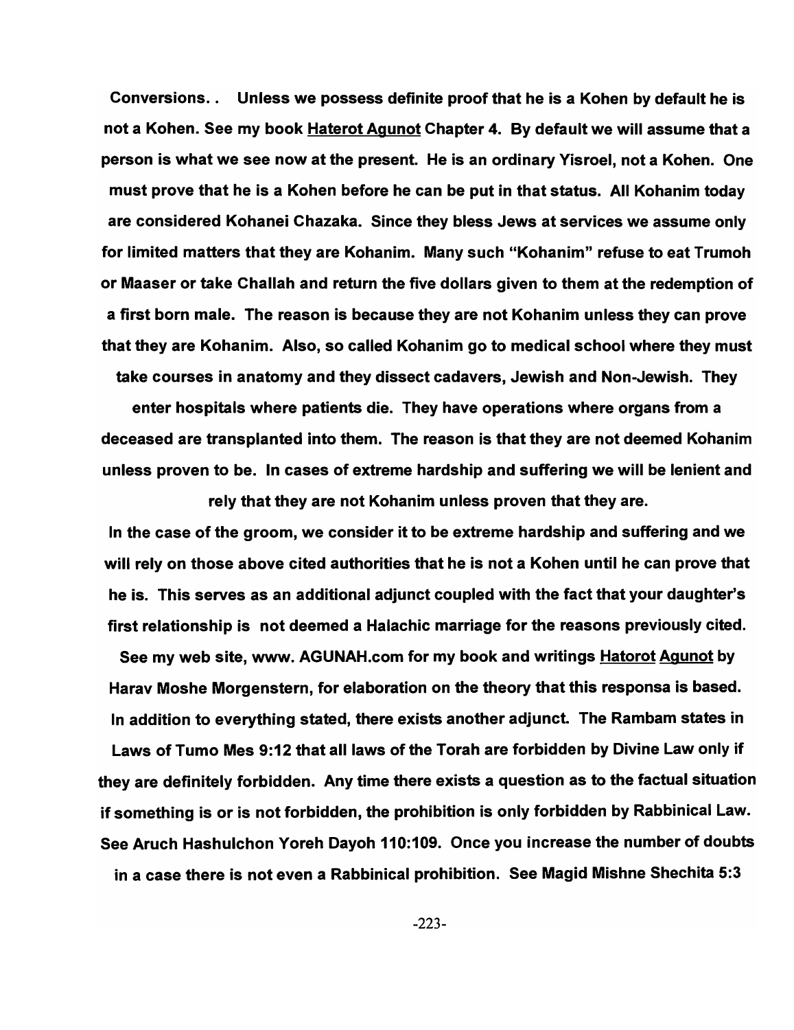**Conversions. . Unless we possess definite proof that he is a Kohen by default he is not a Kohen. See my book Haterot Agunot Chapter 4. By default we will assume that a person is what we see now at the present. He is an ordinary Yisroel, not a Kohen. One must prove that he is a Kohen before he can be put in that status. All Kohanim today are considered Kohanei Chazaka. Since they bless Jews at services we assume only for limited matters that they are Kohanim. Many such "Kohanim" refuse to eat Trumoh or Maaser or take Challah and return the five dollars given to them at the redemption of a first born male. The reason is because they are not Kohanim unless they can prove that they are Kohanim. Also, so called Kohanim go to medical school where they must take courses in anatomy and they dissect cadavers, Jewish and Non-Jewish. They enter hospitals where patients die. They have operations where organs from a deceased are transplanted into them. The reason is that they are not deemed Kohanim unless proven to be. In cases of extreme hardship and suffering we will be lenient and rely that they are not Kohanim unless proven that they are.**

**In the case of the groom, we consider it to be extreme hardship and suffering and we will rely on those above cited authorities that he is not a Kohen until he can prove that he is. This serves as an additional adjunct coupled with the fact that your daughter's first relationship is not deemed a Halachic marriage for the reasons previously cited.**

**See my web site, www. AGUNAH.com for my book and writings Hatorot Agunot by Harav Moshe Morgenstern, for elaboration on the theory that this responsa is based. In addition to everything stated, there exists another adjunct. The Rambam states in Laws of Tumo Mes 9:12 that all laws of the Torah are forbidden by Divine Law only if they are definitely forbidden. Any time there exists a question as to the factual situation if something is or is not forbidden, the prohibition is only forbidden by Rabbinical Law. See Aruch Hashulchon Yoreh Dayoh 110:109. Once you increase the number of doubts in a case there is not even a Rabbinical prohibition. See Magid Mishne Shechita 5:3**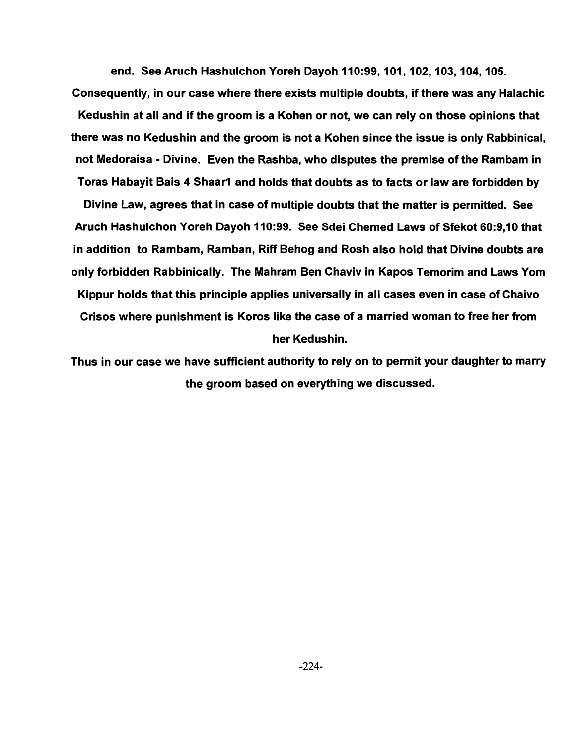**end. See Aruch Hashulchon Yoreh Dayoh 110:99, 101, 102, 103, 104, 105. Consequently, in our case where there exists multiple doubts, if there was any Halachic Kedushin at all and if the groom is a Kohen or not, we can rely on those opinions that there was no Kedushin and the groom is not a Kohen since the issue is only Rabbinical, not Medoraisa - Divine. Even the Rashba, who disputes the premise of the Rambam in Toras Habayit Bais 4 Shaar1 and holds that doubts as to facts or law are forbidden by Divine Law, agrees that in case of multiple doubts that the matter is permitted. See Aruch Hashulchon Yoreh Dayoh 110:99. See Sdei Chemed Laws of Sfekot 60:9,10 that in addition to Rambam, Ramban, Riff Behog and Rosh also hold that Divine doubts are only forbidden Rabbinically. The Mahram Ben Chaviv in Kapos Temorim and Laws Yom Kippur holds that this principle applies universally in all cases even in case of Chaivo Crisos where punishment is Koros like the case of a married woman to free her from her Kedushin.**

**Thus in our case we have sufficient authority to rely on to permit your daughter to marry the groom based on everything we discussed.**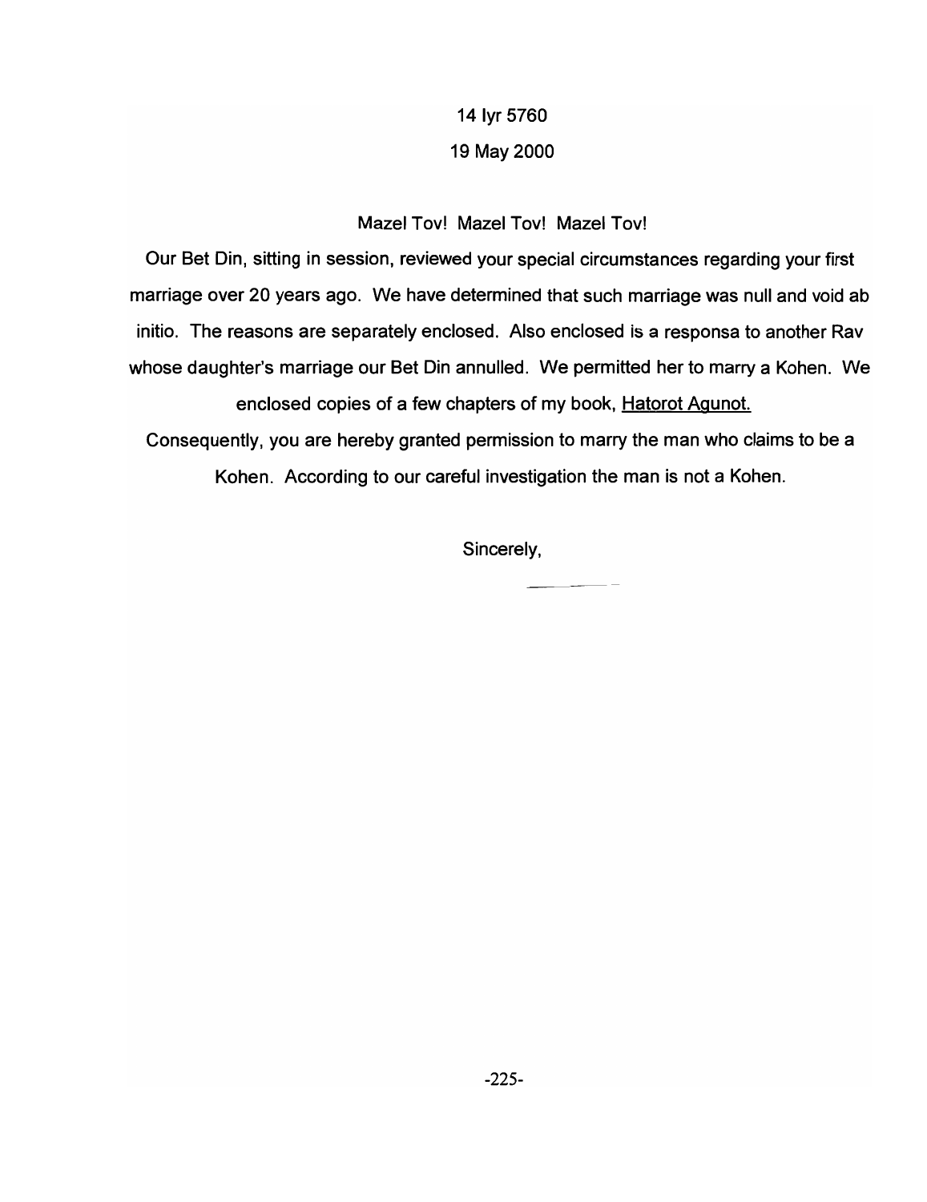14 Iyr 5760

19 May 2000

Mazel Tov! Mazel Tov! Mazel Tov!

Our Bet Din, sitting in session, reviewed your special circumstances regarding your first marriage over 20 years ago. We have determined that such marriage was null and void ab initio. The reasons are separately enclosed. Also enclosed is a responsa to another Rav whose daughter's marriage our Bet Din annulled. We permitted her to marry a Kohen. We enclosed copies of a few chapters of my book, Hatorot Agunot.

Consequently, you are hereby granted permission to marry the man who claims to be a Kohen. According to our careful investigation the man is not a Kohen.

Sincerely,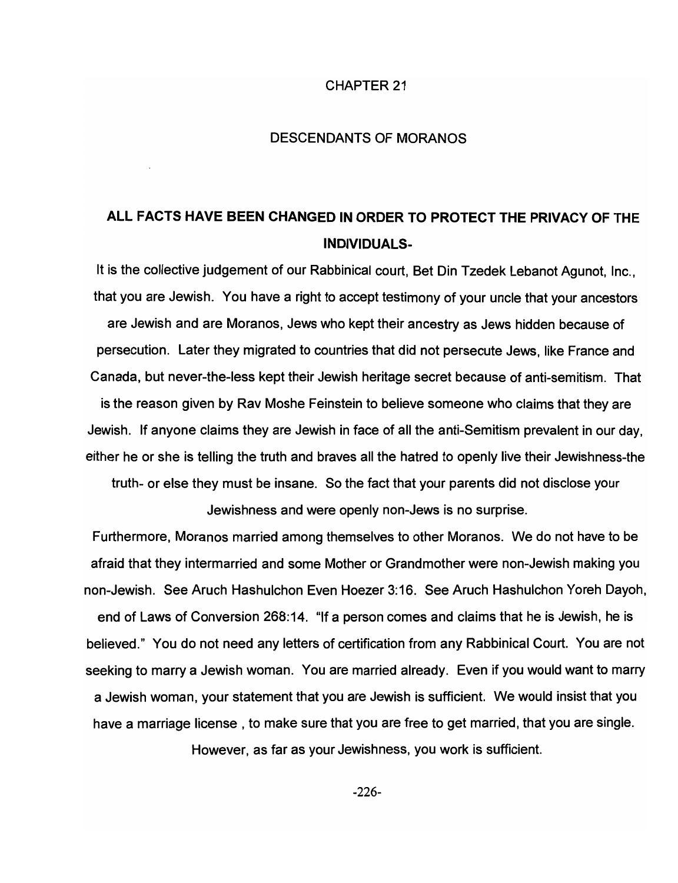# CHAPTER 21

## DESCENDANTS OF MORANOS

**ALL FACTS HAVE BEEN CHANGED IN ORDER TO PROTECT THE PRIVACY OF THE INDIVIDUALS-**

It is the collective judgement of our Rabbinical court, Bet Din Tzedek Lebanot Agunot, Inc., that you are Jewish. You have a right to accept testimony of your uncle that your ancestors are Jewish and are Moranos, Jews who kept their ancestry as Jews hidden because of persecution. Later they migrated to countries that did not persecute Jews, like France and Canada, but never-the-less kept their Jewish heritage secret because of anti-semitism. That is the reason given by Rav Moshe Feinstein to believe someone who claims that they are Jewish. If anyone claims they are Jewish in face of all the anti-Semitism prevalent in our day, either he or she is telling the truth and braves all the hatred to openly live their Jewishness-the truth- or else they must be insane. So the fact that your parents did not disclose your Jewishness and were openly non-Jews is no surprise.

Furthermore, Moranos married among themselves to other Moranos. We do not have to be afraid that they intermarried and some Mother or Grandmother were non-Jewish making you non-Jewish. See Aruch Hashulchon Even Hoezer 3:16. See Aruch Hashulchon Yoreh Dayoh, end of Laws of Conversion 268:14. "If a person comes and claims that he is Jewish, he is believed." You do not need any letters of certification from any Rabbinical Court. You are not seeking to marry a Jewish woman. You are married already. Even if you would want to marry a Jewish woman, your statement that you are Jewish is sufficient. We would insist that you have a marriage license , to make sure that you are free to get married, that you are single. However, as far as your Jewishness, you work is sufficient.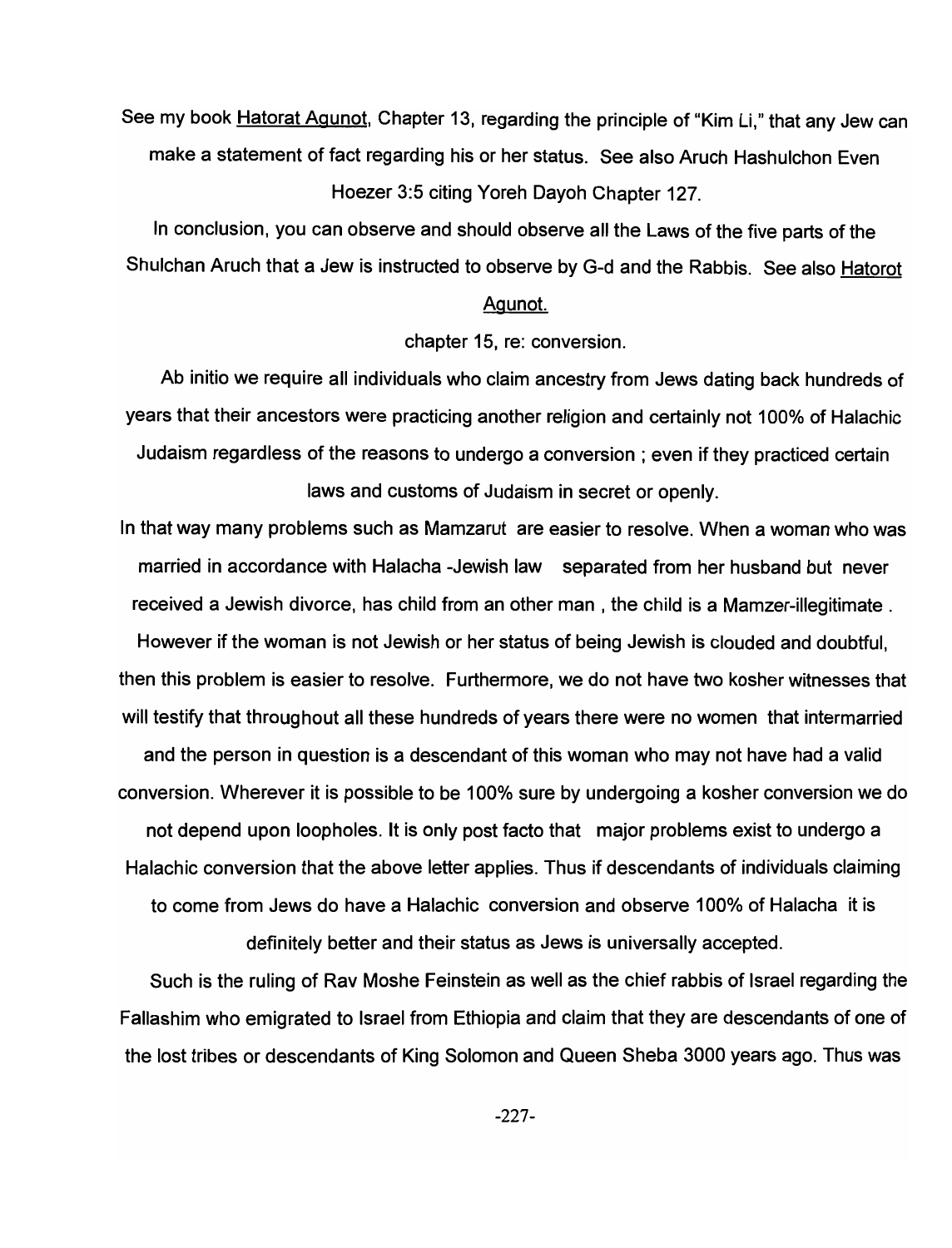See my book Hatorat Agunot, Chapter 13, regarding the principle of "Kim Li," that any Jew can make a statement of fact regarding his or her status. See also Aruch Hashulchon Even Hoezer 3:5 citing Yoreh Dayoh Chapter 127.

In conclusion, you can observe and should observe all the Laws of the five parts of the Shulchan Aruch that a Jew is instructed to observe by G-d and the Rabbis. See also Hatorot Agunot.

chapter 15, re: conversion.

Ab initio we require all individuals who claim ancestry from Jews dating back hundreds of years that their ancestors were practicing another religion and certainly not 100% of Halachic Judaism regardless of the reasons to undergo a conversion ; even if they practiced certain laws and customs of Judaism in secret or openly.

In that way many problems such as Mamzarut are easier to resolve. When a woman who was married in accordance with Halacha -Jewish law separated from her husband but never received a Jewish divorce, has child from an other man , the child is a Mamzer-illegitimate . However if the woman is not Jewish or her status of being Jewish is clouded and doubtful, then this problem is easier to resolve. Furthermore, we do not have two kosher witnesses that will testify that throughout all these hundreds of years there were no women that intermarried and the person in question is a descendant of this woman who may not have had a valid conversion. Wherever it is possible to be 100% sure by undergoing a kosher conversion we do not depend upon loopholes. It is only post facto that major problems exist to undergo a Halachic conversion that the above letter applies. Thus if descendants of individuals claiming to come from Jews do have a Halachic conversion and observe 100% of Halacha it is definitely better and their status as Jews is universally accepted.

Such is the ruling of Rav Moshe Feinstein as well as the chief rabbis of Israel regarding the Fallashim who emigrated to Israel from Ethiopia and claim that they are descendants of one of the lost tribes or descendants of King Solomon and Queen Sheba 3000 years ago. Thus was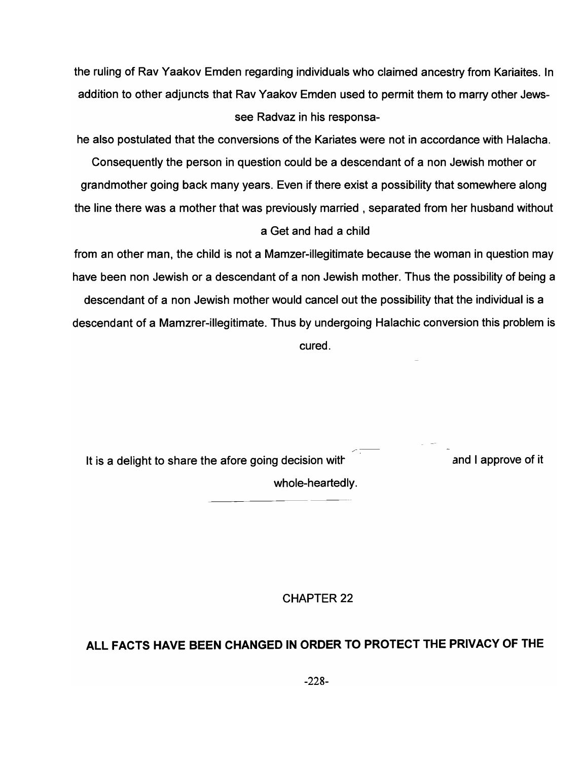the ruling of Rav Yaakov Emden regarding individuals who claimed ancestry from Kariaites. In addition to other adjuncts that Rav Yaakov Emden used to permit them to marry other Jews- see Radvaz in his responsa-

he also postulated that the conversions of the Kariates were not in accordance with Halacha. Consequently the person in question could be a descendant of a non Jewish mother or grandmother going back many years. Even if there exist a possibility that somewhere along the line there was a mother that was previously married , separated from her husband without a Get and had a child

from an other man, the child is not a Mamzer-illegitimate because the woman in question may have been non Jewish or a descendant of a non Jewish mother. Thus the possibility of being a descendant of a non Jewish mother would cancel out the possibility that the individual is a descendant of a Mamzrer-illegitimate. Thus by undergoing Halachic conversion this problem is cured.

It is a delight to share the afore going decision with and I approve of it whole-heartedly.

## CHAPTER 22

**ALL FACTS HAVE BEEN CHANGED IN ORDER TO PROTECT THE PRIVACY OF THE**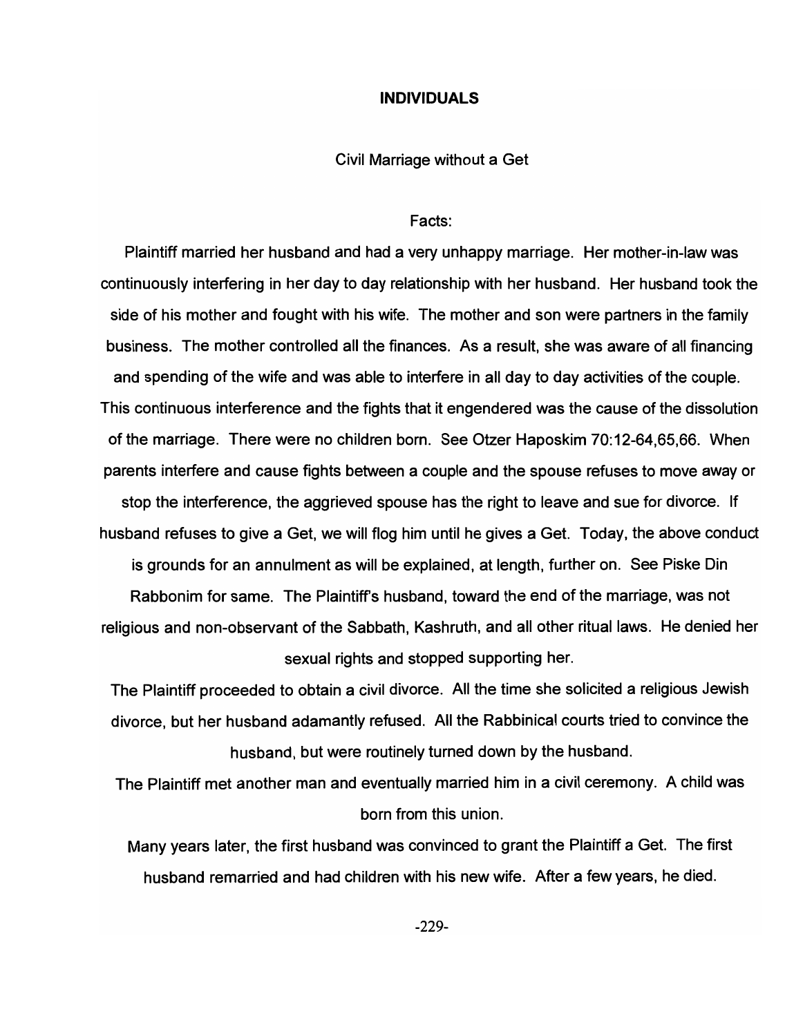## INDIVIDUALS

### Civil Marriage without a Get

#### Facts:

Plaintiff married her husband and had a very unhappy marriage. Her mother-in-law was continuously interfering in her day to day relationship with her husband. Her husband took the side of his mother and fought with his wife. The mother and son were partners in the family business. The mother controlled all the finances. As a result, she was aware of all financing and spending of the wife and was able to interfere in all day to day activities of the couple. This continuous interference and the fights that it engendered was the cause of the dissolution of the marriage. There were no children born. See Otzer Haposkim 70:12-64,65,66. When parents interfere and cause fights between a couple and the spouse refuses to move away or stop the interference, the aggrieved spouse has the right to leave and sue for divorce. If husband refuses to give a Get, we will flog him until he gives a Get. Today, the above conduct is grounds for an annulment as will be explained, at length, further on. See Piske Din Rabbonim for same. The Plaintiff's husband, toward the end of the marriage, was not religious and non-observant of the Sabbath, Kashruth, and all other ritual laws. He denied her sexual rights and stopped supporting her.

The Plaintiff proceeded to obtain a civil divorce. All the time she solicited a religious Jewish divorce, but her husband adamantly refused. All the Rabbinical courts tried to convince the husband, but were routinely turned down by the husband.

The Plaintiff met another man and eventually married him in a civil ceremony. A child was born from this union.

Many years later, the first husband was convinced to grant the Plaintiff a Get. The first husband remarried and had children with his new wife. After a few years, he died.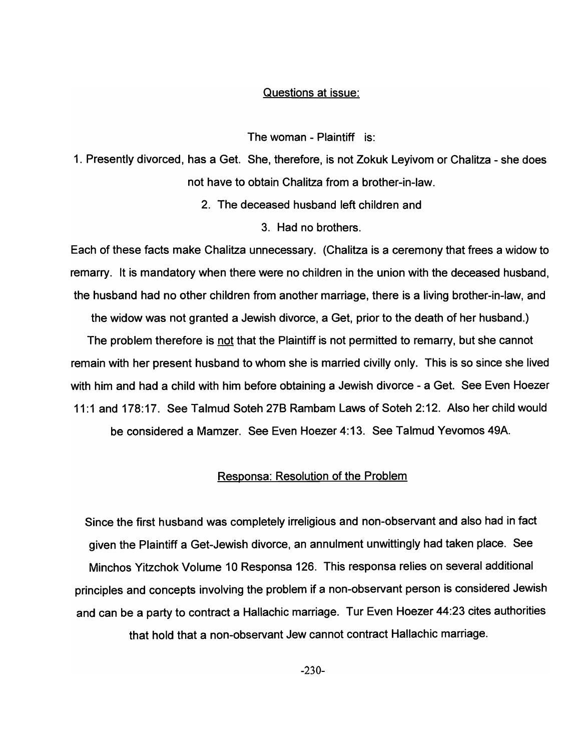Questions at issue:

The woman - Plaintiff is:

1. Presently divorced, has a Get. She, therefore, is not Zokuk Leyivom or Chalitza - she does not have to obtain Chalitza from a brother-in-law.
2. The deceased husband left children and
3. Had no brothers.

Each of these facts make Chalitza unnecessary. (Chalitza is a ceremony that frees a widow to remarry. It is mandatory when there were no children in the union with the deceased husband, the husband had no other children from another marriage, there is a living brother-in-law, and the widow was not granted a Jewish divorce, a Get, prior to the death of her husband.)

The problem therefore is not that the Plaintiff is not permitted to remarry, but she cannot remain with her present husband to whom she is married civilly only. This is so since she lived with him and had a child with him before obtaining a Jewish divorce - a Get. See Even Hoezer 11:1 and 178:17. See Talmud Soteh 27B Rambam Laws of Soteh 2:12. Also her child would be considered a Mamzer. See Even Hoezer 4:13. See Talmud Yevomos 49A.

Responsa: Resolution of the Problem

Since the first husband was completely irreligious and non-observant and also had in fact given the Plaintiff a Get-Jewish divorce, an annulment unwittingly had taken place. See Minchos Yitzchok Volume 10 Responsa 126. This responsa relies on several additional principles and concepts involving the problem if a non-observant person is considered Jewish and can be a party to contract a Hallachic marriage. Tur Even Hoezer 44:23 cites authorities that hold that a non-observant Jew cannot contract Hallachic marriage.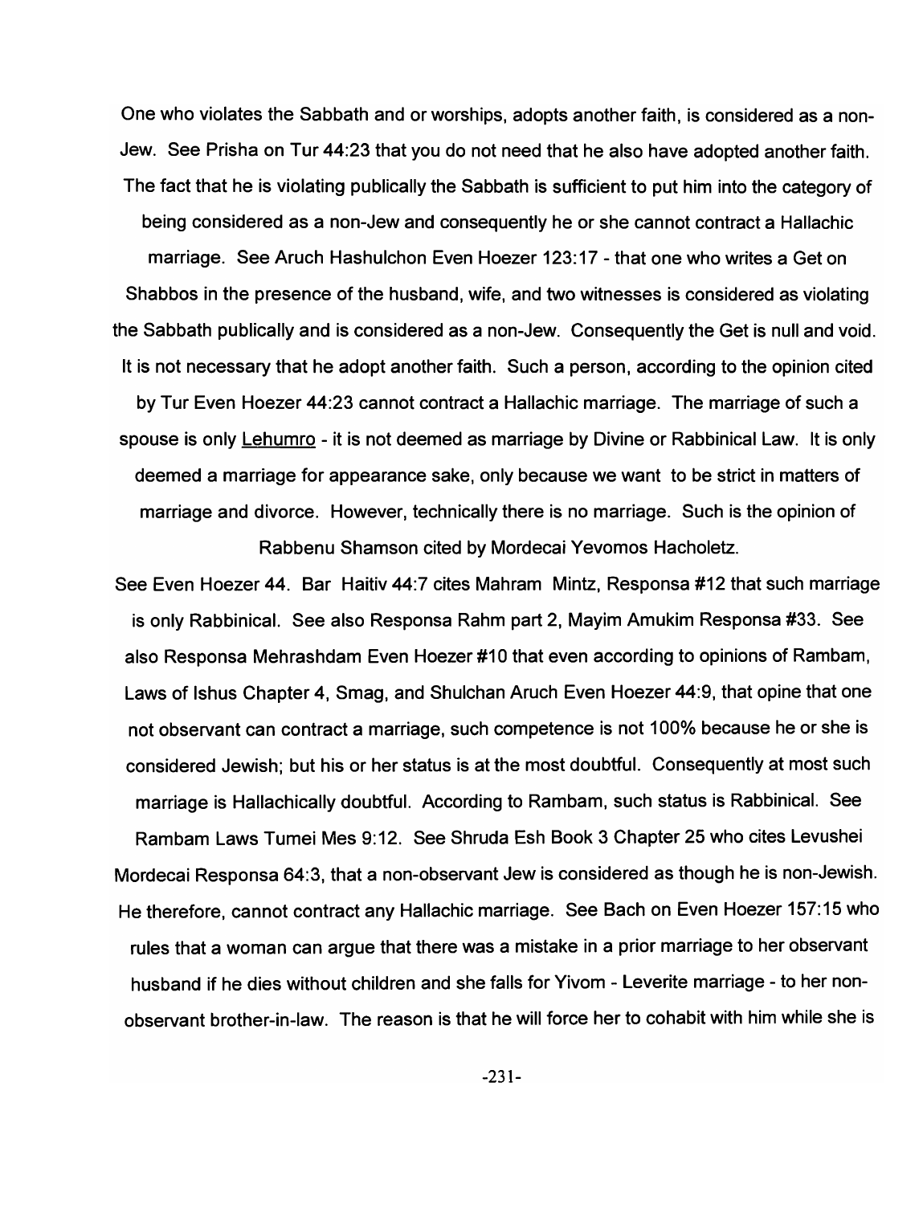One who violates the Sabbath and or worships, adopts another faith, is considered as a non-Jew. See Prisha on Tur 44:23 that you do not need that he also have adopted another faith. The fact that he is violating publically the Sabbath is sufficient to put him into the category of being considered as a non-Jew and consequently he or she cannot contract a Hallachic marriage. See Aruch Hashulchon Even Hoezer 123:17 - that one who writes a Get on Shabbos in the presence of the husband, wife, and two witnesses is considered as violating the Sabbath publically and is considered as a non-Jew. Consequently the Get is null and void. It is not necessary that he adopt another faith. Such a person, according to the opinion cited by Tur Even Hoezer 44:23 cannot contract a Hallachic marriage. The marriage of such a spouse is only Lehumro - it is not deemed as marriage by Divine or Rabbinical Law. It is only deemed a marriage for appearance sake, only because we want to be strict in matters of marriage and divorce. However, technically there is no marriage. Such is the opinion of Rabbenu Shamson cited by Mordecai Yevomos Hacholetz.

See Even Hoezer 44. Bar Haitiv 44:7 cites Mahram Mintz, Responsa #12 that such marriage is only Rabbinical. See also Responsa Rahm part 2, Mayim Amukim Responsa #33. See also Responsa Mehrashdam Even Hoezer #10 that even according to opinions of Rambam, Laws of Ishus Chapter 4, Smag, and Shulchan Aruch Even Hoezer 44:9, that opine that one not observant can contract a marriage, such competence is not 100% because he or she is considered Jewish; but his or her status is at the most doubtful. Consequently at most such marriage is Hallachically doubtful. According to Rambam, such status is Rabbinical. See Rambam Laws Tumei Mes 9:12. See Shruda Esh Book 3 Chapter 25 who cites Levushei Mordecai Responsa 64:3, that a non-observant Jew is considered as though he is non-Jewish. He therefore, cannot contract any Hallachic marriage. See Bach on Even Hoezer 157:15 who rules that a woman can argue that there was a mistake in a prior marriage to her observant husband if he dies without children and she falls for Yivom - Leverite marriage - to her non-observant brother-in-law. The reason is that he will force her to cohabit with him while she is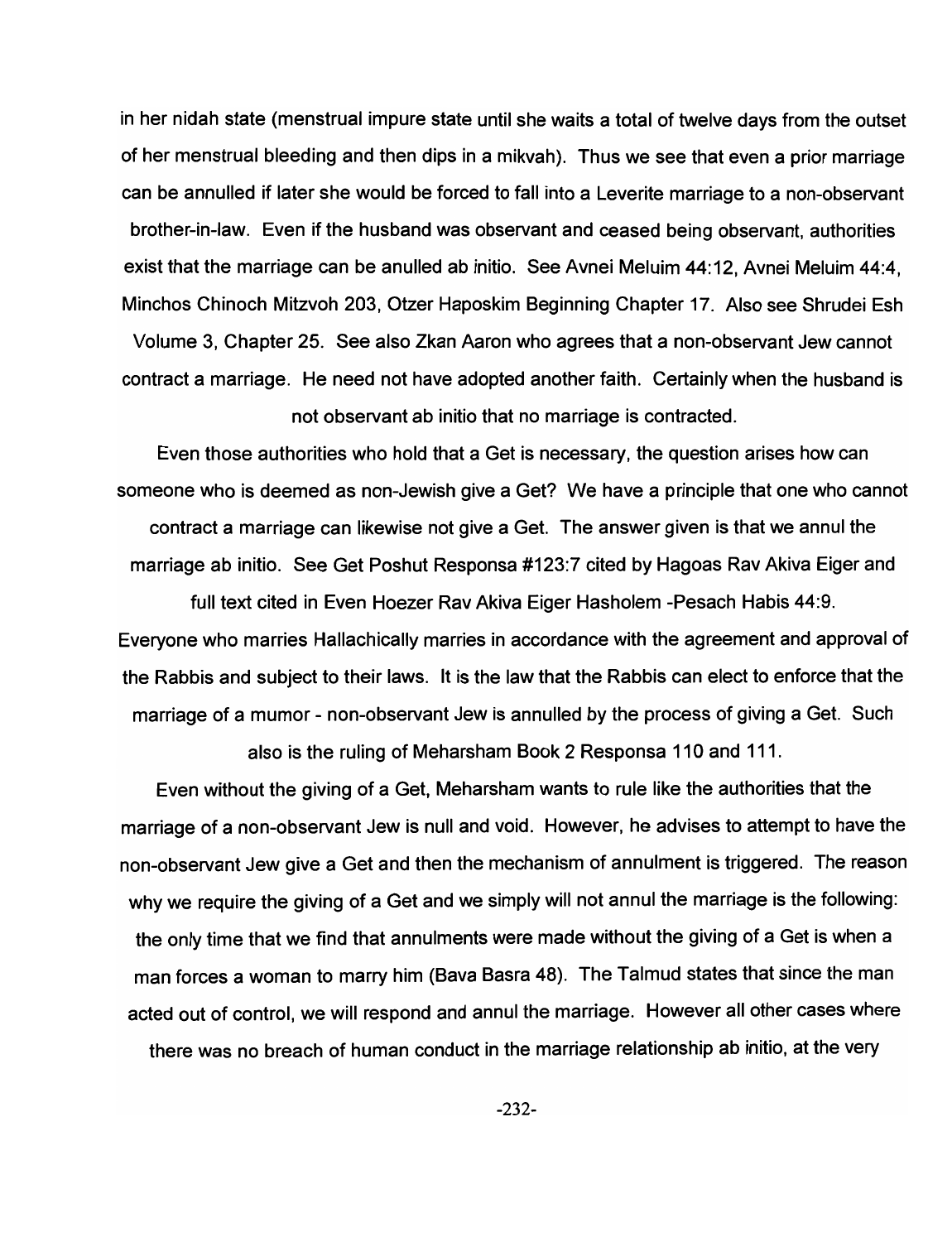in her nidah state (menstrual impure state until she waits a total of twelve days from the outset of her menstrual bleeding and then dips in a mikvah). Thus we see that even a prior marriage can be annulled if later she would be forced to fall into a Leverite marriage to a non-observant brother-in-law. Even if the husband was observant and ceased being observant, authorities exist that the marriage can be anulled ab initio. See Avnei Meluim 44:12, Avnei Meluim 44:4, Minchos Chinoch Mitzvoh 203, Otzer Haposkim Beginning Chapter 17. Also see Shrudei Esh Volume 3, Chapter 25. See also Zkan Aaron who agrees that a non-observant Jew cannot contract a marriage. He need not have adopted another faith. Certainly when the husband is not observant ab initio that no marriage is contracted.

Even those authorities who hold that a Get is necessary, the question arises how can someone who is deemed as non-Jewish give a Get? We have a principle that one who cannot contract a marriage can likewise not give a Get. The answer given is that we annul the marriage ab initio. See Get Poshut Responsa #123:7 cited by Hagoas Rav Akiva Eiger and full text cited in Even Hoezer Rav Akiva Eiger Hasholem -Pesach Habis 44:9.

Everyone who marries Hallachically marries in accordance with the agreement and approval of the Rabbis and subject to their laws. It is the law that the Rabbis can elect to enforce that the marriage of a mumor - non-observant Jew is annulled by the process of giving a Get. Such also is the ruling of Meharsham Book 2 Responsa 110 and 111.

Even without the giving of a Get, Meharsham wants to rule like the authorities that the marriage of a non-observant Jew is null and void. However, he advises to attempt to have the non-observant Jew give a Get and then the mechanism of annulment is triggered. The reason why we require the giving of a Get and we simply will not annul the marriage is the following: the only time that we find that annulments were made without the giving of a Get is when a man forces a woman to marry him (Bava Basra 48). The Talmud states that since the man acted out of control, we will respond and annul the marriage. However all other cases where there was no breach of human conduct in the marriage relationship ab initio, at the very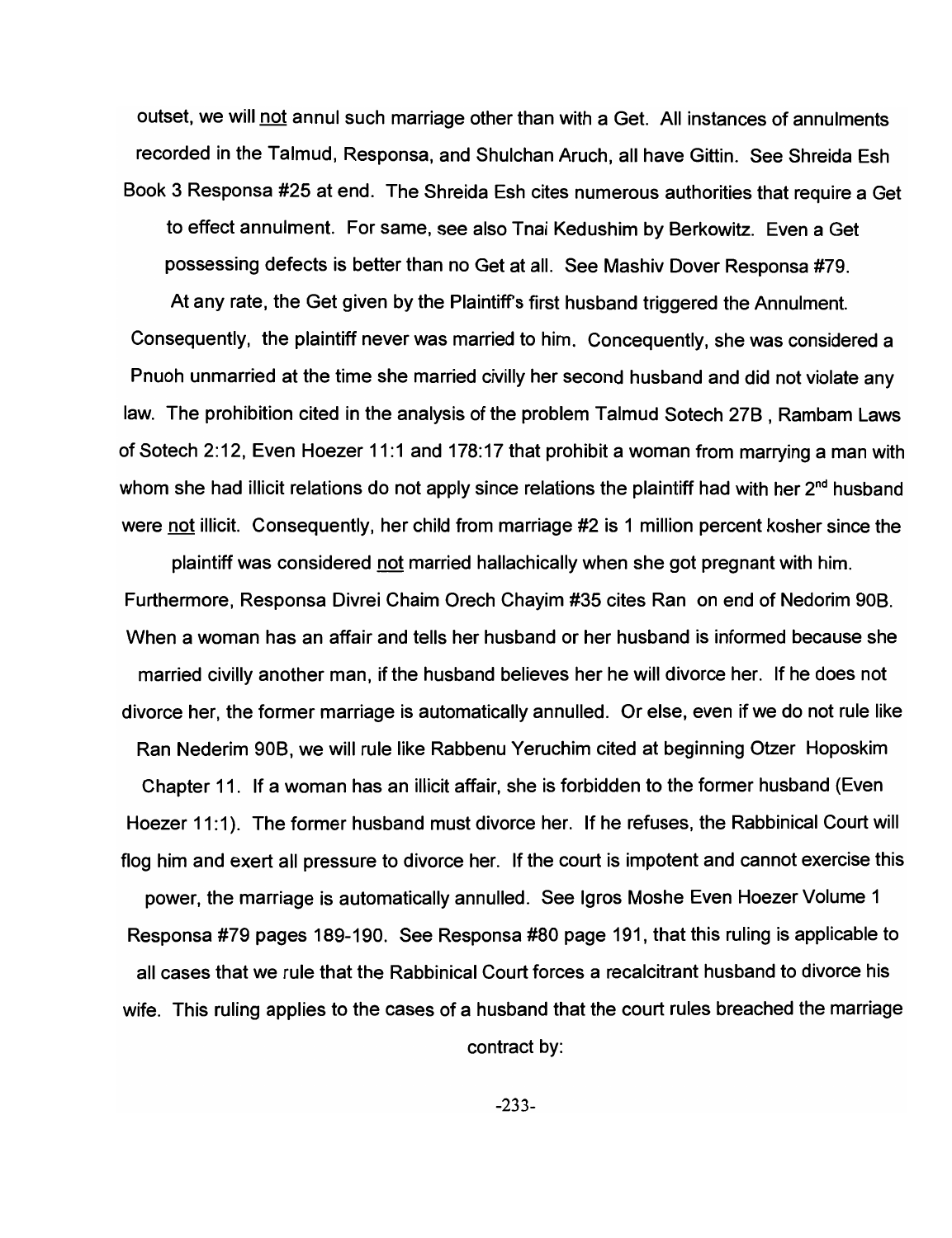outset, we will not annul such marriage other than with a Get. All instances of annulments recorded in the Talmud, Responsa, and Shulchan Aruch, all have Gittin. See Shreida Esh Book 3 Responsa #25 at end. The Shreida Esh cites numerous authorities that require a Get to effect annulment. For same, see also Tnai Kedushim by Berkowitz. Even a Get possessing defects is better than no Get at all. See Mashiv Dover Responsa #79.

At any rate, the Get given by the Plaintiff's first husband triggered the Annulment. Consequently, the plaintiff never was married to him. Concequently, she was considered a Pnuoh unmarried at the time she married civilly her second husband and did not violate any law. The prohibition cited in the analysis of the problem Talmud Sotech 27B , Rambam Laws of Sotech 2:12, Even Hoezer 11:1 and 178:17 that prohibit a woman from marrying a man with whom she had illicit relations do not apply since relations the plaintiff had with her 2nd husband were not illicit. Consequently, her child from marriage #2 is 1 million percent kosher since the plaintiff was considered not married hallachically when she got pregnant with him. Furthermore, Responsa Divrei Chaim Orech Chayim #35 cites Ran on end of Nedorim 90B. When a woman has an affair and tells her husband or her husband is informed because she married civilly another man, if the husband believes her he will divorce her. If he does not divorce her, the former marriage is automatically annulled. Or else, even if we do not rule like Ran Nederim 90B, we will rule like Rabbenu Yeruchim cited at beginning Otzer Hoposkim Chapter 11. If a woman has an illicit affair, she is forbidden to the former husband (Even Hoezer 11:1). The former husband must divorce her. If he refuses, the Rabbinical Court will flog him and exert all pressure to divorce her. If the court is impotent and cannot exercise this power, the marriage is automatically annulled. See Igros Moshe Even Hoezer Volume 1 Responsa #79 pages 189-190. See Responsa #80 page 191, that this ruling is applicable to all cases that we rule that the Rabbinical Court forces a recalcitrant husband to divorce his wife. This ruling applies to the cases of a husband that the court rules breached the marriage contract by: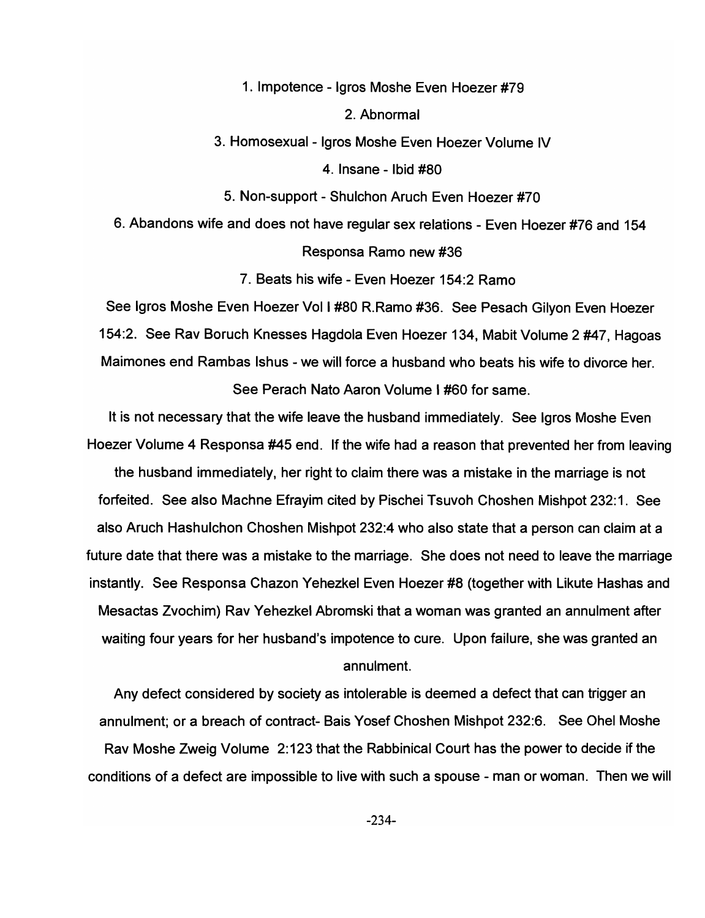1. Impotence - Igros Moshe Even Hoezer #79

2. Abnormal

3. Homosexual - Igros Moshe Even Hoezer Volume IV

4. Insane - Ibid #80

5. Non-support - Shulchon Aruch Even Hoezer #70

6. Abandons wife and does not have regular sex relations - Even Hoezer #76 and 154 Responsa Ramo new #36

7. Beats his wife - Even Hoezer 154:2 Ramo

See Igros Moshe Even Hoezer Vol I #80 R.Ramo #36. See Pesach Gilyon Even Hoezer 154:2. See Rav Boruch Knesses Hagdola Even Hoezer 134, Mabit Volume 2 #47, Hagoas Maimones end Rambas Ishus - we will force a husband who beats his wife to divorce her. See Perach Nato Aaron Volume I #60 for same.

It is not necessary that the wife leave the husband immediately. See Igros Moshe Even Hoezer Volume 4 Responsa #45 end. If the wife had a reason that prevented her from leaving the husband immediately, her right to claim there was a mistake in the marriage is not forfeited. See also Machne Efrayim cited by Pischei Tsuvoh Choshen Mishpot 232:1. See also Aruch Hashulchon Choshen Mishpot 232:4 who also state that a person can claim at a future date that there was a mistake to the marriage. She does not need to leave the marriage instantly. See Responsa Chazon Yehezkel Even Hoezer #8 (together with Likute Hashas and Mesactas Zvochim) Rav Yehezkel Abromski that a woman was granted an annulment after waiting four years for her husband's impotence to cure. Upon failure, she was granted an annulment.

Any defect considered by society as intolerable is deemed a defect that can trigger an annulment; or a breach of contract- Bais Yosef Choshen Mishpot 232:6. See Ohel Moshe Rav Moshe Zweig Volume 2:123 that the Rabbinical Court has the power to decide if the conditions of a defect are impossible to live with such a spouse - man or woman. Then we will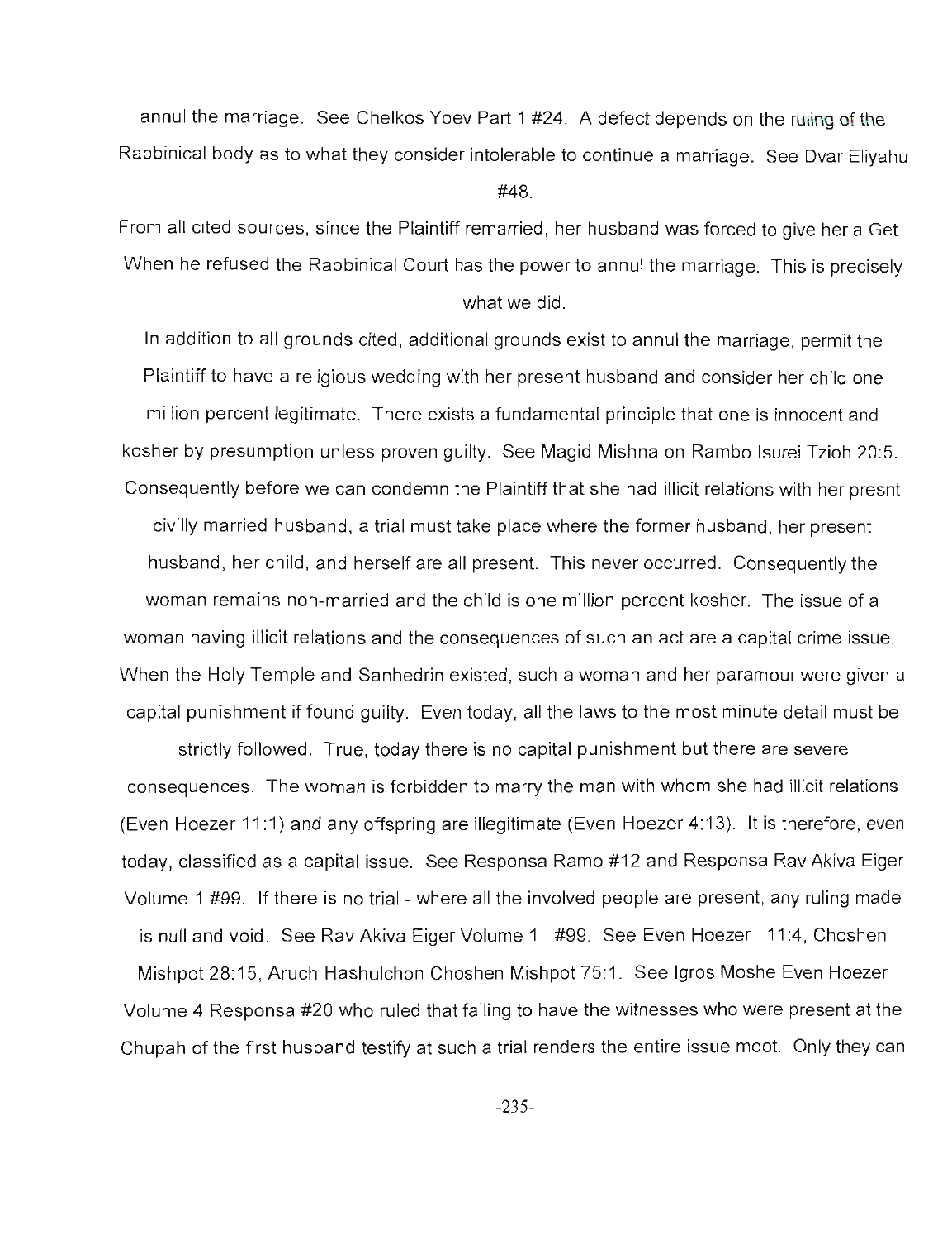annul the marriage. See Chelkos Yoev Part 1 #24. A defect depends on the ruling of the Rabbinical body as to what they consider intolerable to continue a marriage. See Dvar Eliyahu #48.

From all cited sources, since the Plaintiff remarried, her husband was forced to give her a Get. When he refused the Rabbinical Court has the power to annul the marriage. This is precisely what we did.

In addition to all grounds cited, additional grounds exist to annul the marriage, permit the Plaintiff to have a religious wedding with her present husband and consider her child one million percent legitimate. There exists a fundamental principle that one is innocent and kosher by presumption unless proven guilty. See Magid Mishna on Rambo Isurei Tzioh 20:5. Consequently before we can condemn the Plaintiff that she had illicit relations with her presnt civilly married husband, a trial must take place where the former husband, her present husband, her child, and herself are all present. This never occurred. Consequently the woman remains non-married and the child is one million percent kosher. The issue of a woman having illicit relations and the consequences of such an act are a capital crime issue. When the Holy Temple and Sanhedrin existed, such a woman and her paramour were given a capital punishment if found guilty. Even today, all the laws to the most minute detail must be strictly followed. True, today there is no capital punishment but there are severe consequences. The woman is forbidden to marry the man with whom she had illicit relations (Even Hoezer 11:1) and any offspring are illegitimate (Even Hoezer 4:13). It is therefore, even today, classified as a capital issue. See Responsa Ramo #12 and Responsa Rav Akiva Eiger Volume 1 #99. If there is no trial - where all the involved people are present, any ruling made is null and void. See Rav Akiva Eiger Volume 1 #99. See Even Hoezer 11:4, Choshen Mishpot 28:15, Aruch Hashulchon Choshen Mishpot 75:1. See Igros Moshe Even Hoezer Volume 4 Responsa #20 who ruled that failing to have the witnesses who were present at the Chupah of the first husband testify at such a trial renders the entire issue moot. Only they can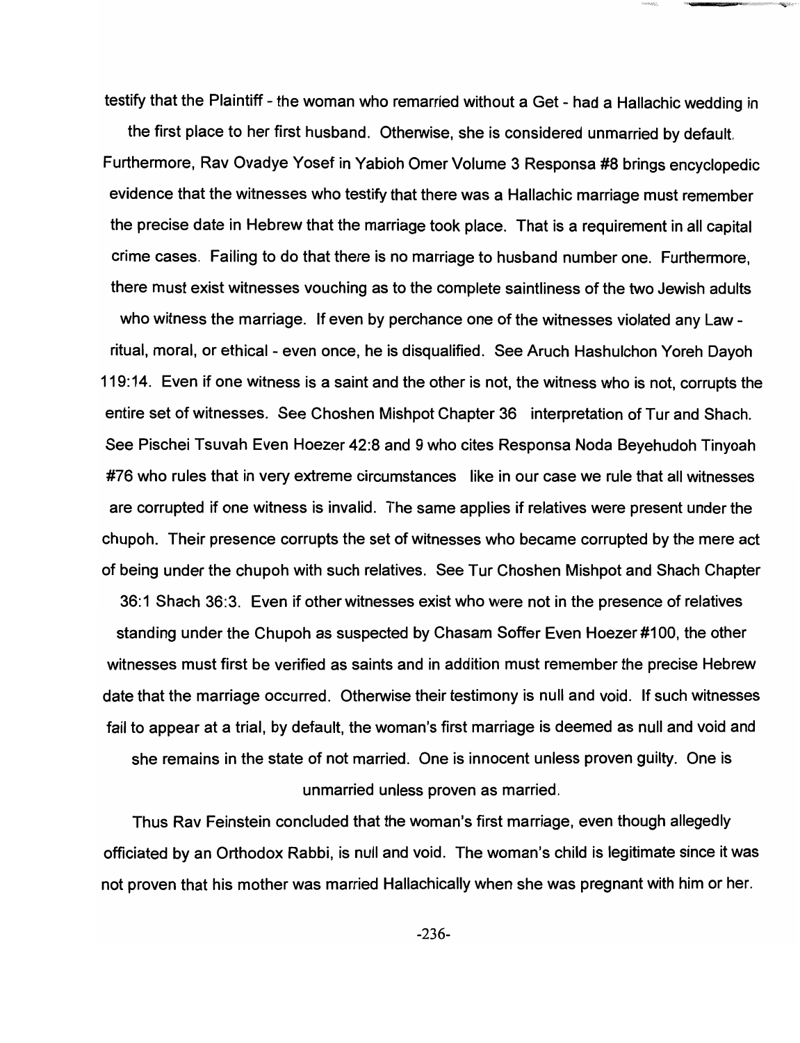testify that the Plaintiff - the woman who remarried without a Get - had a Hallachic wedding in the first place to her first husband. Otherwise, she is considered unmarried by default. Furthermore, Rav Ovadye Yosef in Yabioh Omer Volume 3 Responsa #8 brings encyclopedic evidence that the witnesses who testify that there was a Hallachic marriage must remember the precise date in Hebrew that the marriage took place. That is a requirement in all capital crime cases. Failing to do that there is no marriage to husband number one. Furthermore, there must exist witnesses vouching as to the complete saintliness of the two Jewish adults who witness the marriage. If even by perchance one of the witnesses violated any Law - ritual, moral, or ethical - even once, he is disqualified. See Aruch Hashulchon Yoreh Dayoh 119:14. Even if one witness is a saint and the other is not, the witness who is not, corrupts the entire set of witnesses. See Choshen Mishpot Chapter 36 interpretation of Tur and Shach. See Pischei Tsuvah Even Hoezer 42:8 and 9 who cites Responsa Noda Beyehudoh Tinyoah #76 who rules that in very extreme circumstances like in our case we rule that all witnesses are corrupted if one witness is invalid. The same applies if relatives were present under the chupoh. Their presence corrupts the set of witnesses who became corrupted by the mere act of being under the chupoh with such relatives. See Tur Choshen Mishpot and Shach Chapter 36:1 Shach 36:3. Even if other witnesses exist who were not in the presence of relatives standing under the Chupoh as suspected by Chasam Soffer Even Hoezer #100, the other witnesses must first be verified as saints and in addition must remember the precise Hebrew date that the marriage occurred. Otherwise their testimony is null and void. If such witnesses fail to appear at a trial, by default, the woman's first marriage is deemed as null and void and she remains in the state of not married. One is innocent unless proven guilty. One is unmarried unless proven as married.

Thus Rav Feinstein concluded that the woman's first marriage, even though allegedly officiated by an Orthodox Rabbi, is null and void. The woman's child is legitimate since it was not proven that his mother was married Hallachically when she was pregnant with him or her.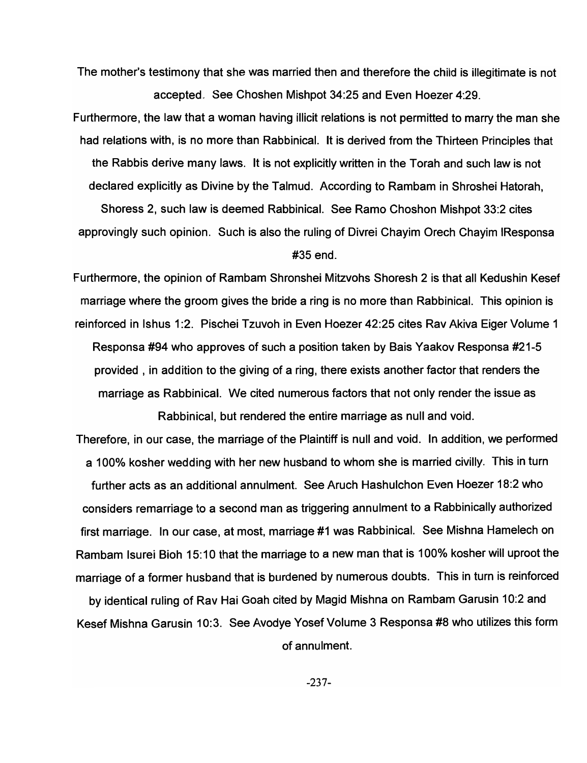The mother's testimony that she was married then and therefore the child is illegitimate is not accepted. See Choshen Mishpot 34:25 and Even Hoezer 4:29.

Furthermore, the law that a woman having illicit relations is not permitted to marry the man she had relations with, is no more than Rabbinical. It is derived from the Thirteen Principles that the Rabbis derive many laws. It is not explicitly written in the Torah and such law is not declared explicitly as Divine by the Talmud. According to Rambam in Shroshei Hatorah, Shoress 2, such law is deemed Rabbinical. See Ramo Choshon Mishpot 33:2 cites approvingly such opinion. Such is also the ruling of Divrei Chayim Orech Chayim lResponsa #35 end.

Furthermore, the opinion of Rambam Shronshei Mitzvohs Shoresh 2 is that all Kedushin Kesef marriage where the groom gives the bride a ring is no more than Rabbinical. This opinion is reinforced in Ishus 1:2. Pischei Tzuvoh in Even Hoezer 42:25 cites Rav Akiva Eiger Volume 1 Responsa #94 who approves of such a position taken by Bais Yaakov Responsa #21-5 provided , in addition to the giving of a ring, there exists another factor that renders the marriage as Rabbinical. We cited numerous factors that not only render the issue as Rabbinical, but rendered the entire marriage as null and void.

Therefore, in our case, the marriage of the Plaintiff is null and void. In addition, we performed a 100% kosher wedding with her new husband to whom she is married civilly. This in turn further acts as an additional annulment. See Aruch Hashulchon Even Hoezer 18:2 who considers remarriage to a second man as triggering annulment to a Rabbinically authorized first marriage. In our case, at most, marriage #1 was Rabbinical. See Mishna Hamelech on Rambam Isurei Bioh 15:10 that the marriage to a new man that is 100% kosher will uproot the marriage of a former husband that is burdened by numerous doubts. This in turn is reinforced by identical ruling of Rav Hai Goah cited by Magid Mishna on Rambam Garusin 10:2 and Kesef Mishna Garusin 10:3. See Avodye Yosef Volume 3 Responsa #8 who utilizes this form of annulment.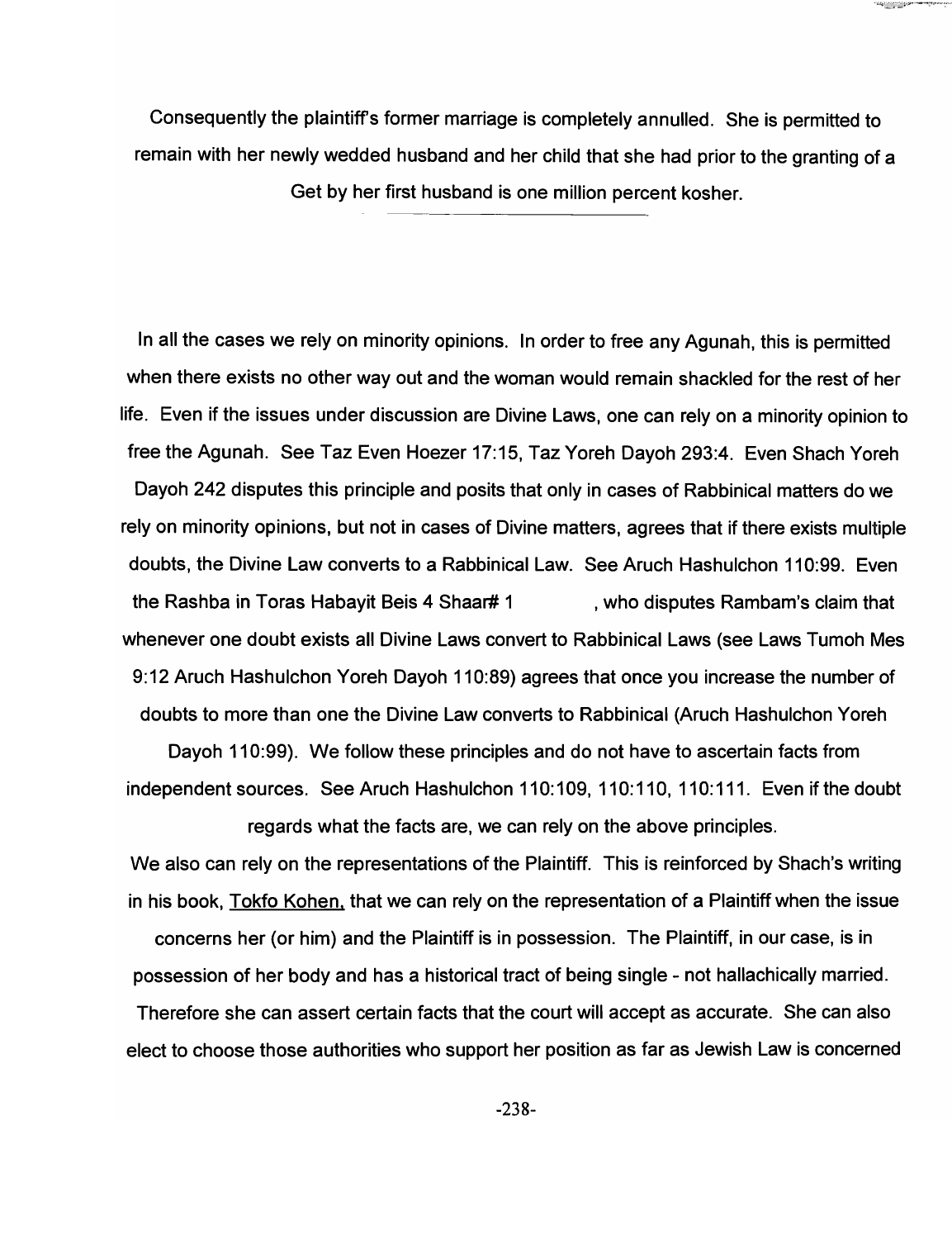Consequently the plaintiff's former marriage is completely annulled. She is permitted to remain with her newly wedded husband and her child that she had prior to the granting of a Get by her first husband is one million percent kosher.

---

In all the cases we rely on minority opinions. In order to free any Agunah, this is permitted when there exists no other way out and the woman would remain shackled for the rest of her life. Even if the issues under discussion are Divine Laws, one can rely on a minority opinion to free the Agunah. See Taz Even Hoezer 17:15, Taz Yoreh Dayoh 293:4. Even Shach Yoreh Dayoh 242 disputes this principle and posits that only in cases of Rabbinical matters do we rely on minority opinions, but not in cases of Divine matters, agrees that if there exists multiple doubts, the Divine Law converts to a Rabbinical Law. See Aruch Hashulchon 110:99. Even the Rashba in Toras Habayit Beis 4 Shaar# 1 , who disputes Rambam's claim that whenever one doubt exists all Divine Laws convert to Rabbinical Laws (see Laws Tumoh Mes 9:12 Aruch Hashulchon Yoreh Dayoh 110:89) agrees that once you increase the number of doubts to more than one the Divine Law converts to Rabbinical (Aruch Hashulchon Yoreh Dayoh 110:99). We follow these principles and do not have to ascertain facts from independent sources. See Aruch Hashulchon 110:109, 110:110, 110:111. Even if the doubt regards what the facts are, we can rely on the above principles.

We also can rely on the representations of the Plaintiff. This is reinforced by Shach's writing in his book, Tokfo Kohen, that we can rely on the representation of a Plaintiff when the issue concerns her (or him) and the Plaintiff is in possession. The Plaintiff, in our case, is in possession of her body and has a historical tract of being single - not hallachically married. Therefore she can assert certain facts that the court will accept as accurate. She can also elect to choose those authorities who support her position as far as Jewish Law is concerned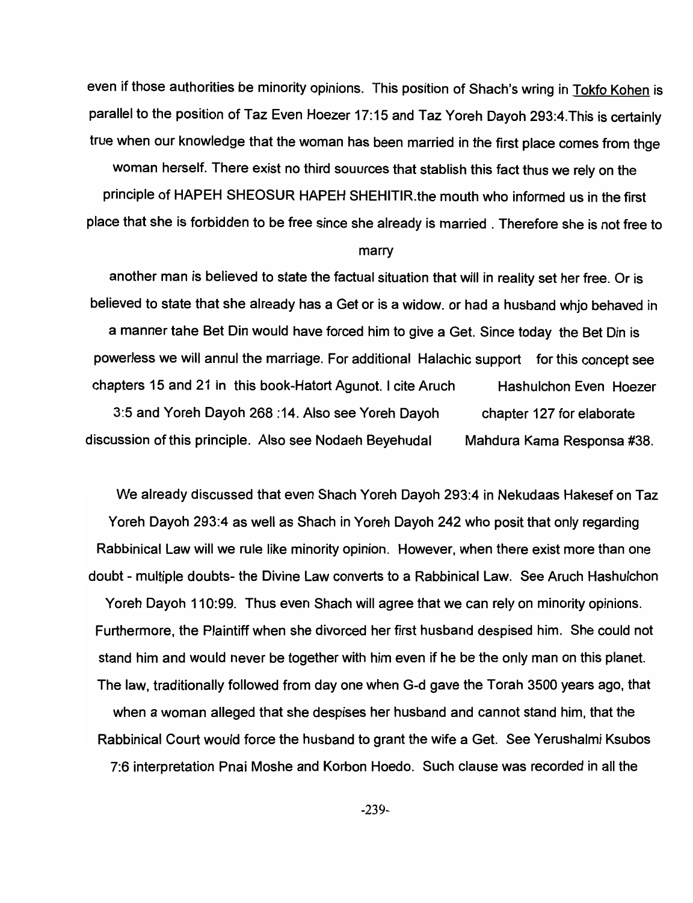even if those authorities be minority opinions. This position of Shach's wring in Tokfo Kohen is parallel to the position of Taz Even Hoezer 17:15 and Taz Yoreh Dayoh 293:4.This is certainly true when our knowledge that the woman has been married in the first place comes from thge woman herself. There exist no third souurces that stablish this fact thus we rely on the principle of HAPEH SHEOSUR HAPEH SHEHITIR.the mouth who informed us in the first place that she is forbidden to be free since she already is married . Therefore she is not free to marry another man is believed to state the factual situation that will in reality set her free. Or is believed to state that she already has a Get or is a widow. or had a husband whjo behaved in a manner tahe Bet Din would have forced him to give a Get. Since today the Bet Din is powerless we will annul the marriage. For additional Halachic support for this concept see chapters 15 and 21 in this book-Hatort Agunot. I cite Aruch Hashulchon Even Hoezer 3:5 and Yoreh Dayoh 268 :14. Also see Yoreh Dayoh chapter 127 for elaborate discussion of this principle. Also see Nodaeh Beyehudal Mahdura Kama Responsa #38.

We already discussed that even Shach Yoreh Dayoh 293:4 in Nekudaas Hakesef on Taz Yoreh Dayoh 293:4 as well as Shach in Yoreh Dayoh 242 who posit that only regarding Rabbinical Law will we rule like minority opinion. However, when there exist more than one doubt - multiple doubts- the Divine Law converts to a Rabbinical Law. See Aruch Hashulchon Yoreh Dayoh 110:99. Thus even Shach will agree that we can rely on minority opinions. Furthermore, the Plaintiff when she divorced her first husband despised him. She could not stand him and would never be together with him even if he be the only man on this planet. The law, traditionally followed from day one when G-d gave the Torah 3500 years ago, that when a woman alleged that she despises her husband and cannot stand him, that the Rabbinical Court would force the husband to grant the wife a Get. See Yerushalmi Ksubos 7:6 interpretation Pnai Moshe and Korbon Hoedo. Such clause was recorded in all the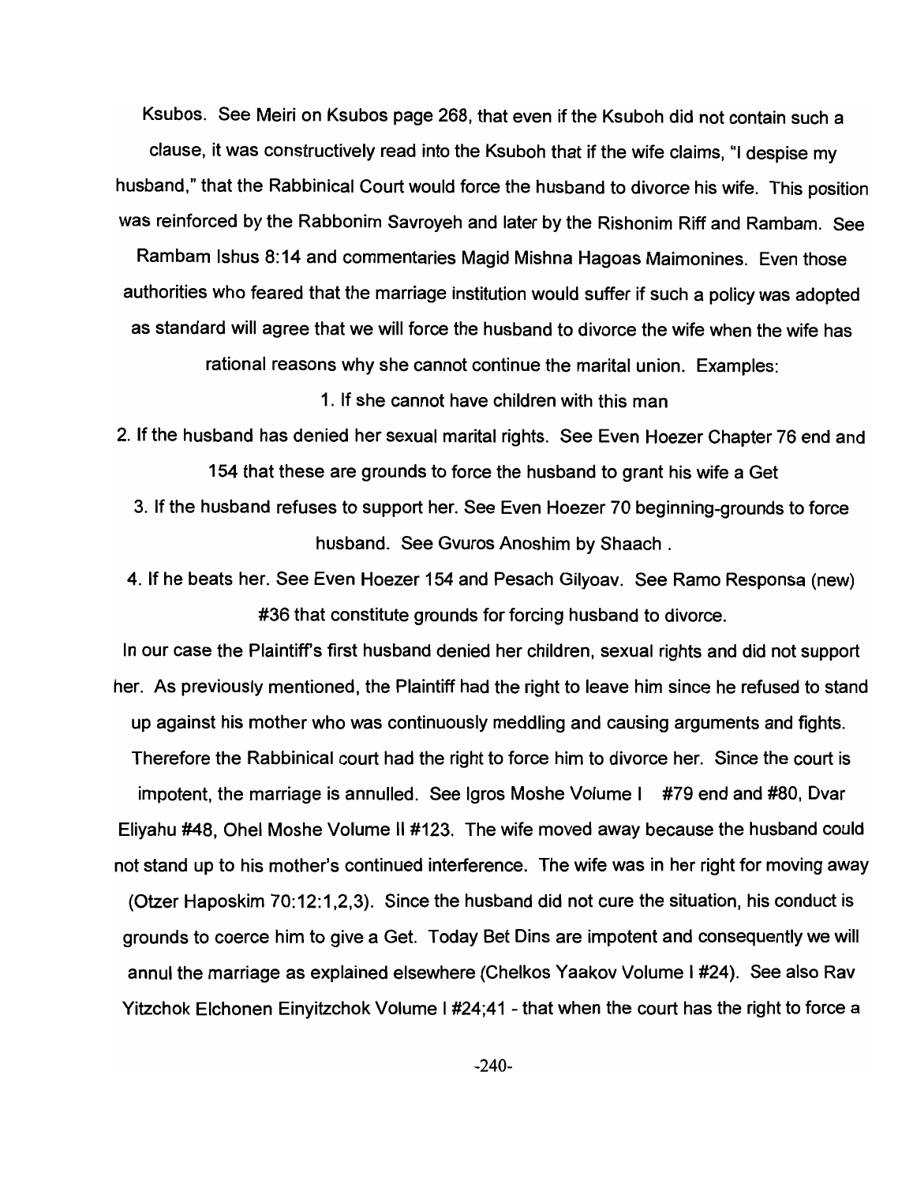Ksubos. See Meiri on Ksubos page 268, that even if the Ksuboh did not contain such a clause, it was constructively read into the Ksuboh that if the wife claims, "I despise my husband," that the Rabbinical Court would force the husband to divorce his wife. This position was reinforced by the Rabbonim Savroyeh and later by the Rishonim Riff and Rambam. See Rambam Ishus 8:14 and commentaries Magid Mishna Hagoas Maimonines. Even those authorities who feared that the marriage institution would suffer if such a policy was adopted as standard will agree that we will force the husband to divorce the wife when the wife has rational reasons why she cannot continue the marital union. Examples:

1. If she cannot have children with this man
2. If the husband has denied her sexual marital rights. See Even Hoezer Chapter 76 end and 154 that these are grounds to force the husband to grant his wife a Get
3. If the husband refuses to support her. See Even Hoezer 70 beginning-grounds to force husband. See Gvuros Anoshim by Shaach .
4. If he beats her. See Even Hoezer 154 and Pesach Gilyoav. See Ramo Responsa (new) #36 that constitute grounds for forcing husband to divorce.

In our case the Plaintiff's first husband denied her children, sexual rights and did not support her. As previously mentioned, the Plaintiff had the right to leave him since he refused to stand up against his mother who was continuously meddling and causing arguments and fights. Therefore the Rabbinical court had the right to force him to divorce her. Since the court is impotent, the marriage is annulled. See Igros Moshe Volume I #79 end and #80, Dvar Eliyahu #48, Ohel Moshe Volume II #123. The wife moved away because the husband could not stand up to his mother's continued interference. The wife was in her right for moving away (Otzer Haposkim 70:12:1,2,3). Since the husband did not cure the situation, his conduct is grounds to coerce him to give a Get. Today Bet Dins are impotent and consequently we will annul the marriage as explained elsewhere (Chelkos Yaakov Volume I #24). See also Rav Yitzchok Elchonen Einyitzchok Volume I #24;41 - that when the court has the right to force a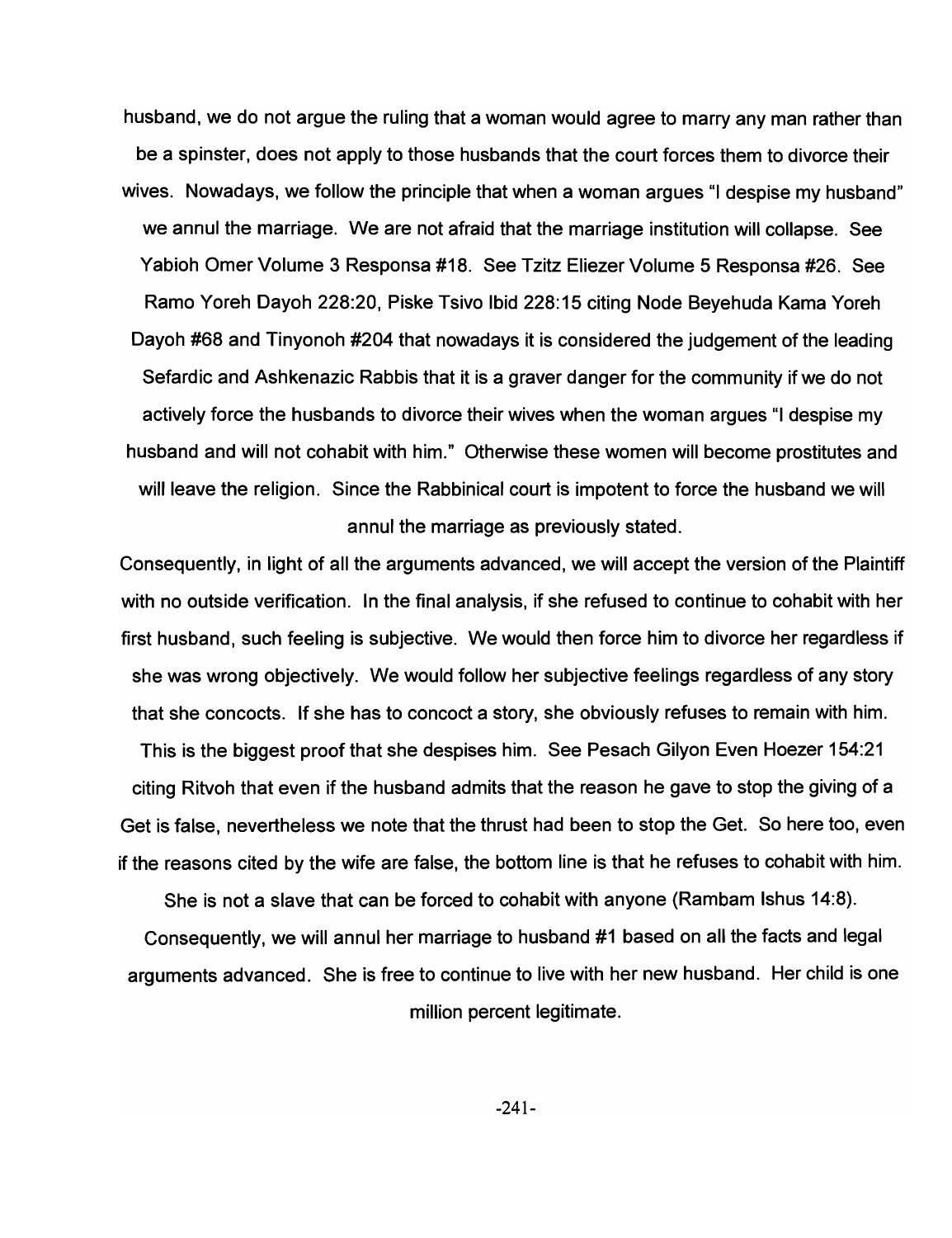husband, we do not argue the ruling that a woman would agree to marry any man rather than be a spinster, does not apply to those husbands that the court forces them to divorce their wives. Nowadays, we follow the principle that when a woman argues "I despise my husband" we annul the marriage. We are not afraid that the marriage institution will collapse. See Yabioh Omer Volume 3 Responsa #18. See Tzitz Eliezer Volume 5 Responsa #26. See Ramo Yoreh Dayoh 228:20, Piske Tsivo Ibid 228:15 citing Node Beyehuda Kama Yoreh Dayoh #68 and Tinyonoh #204 that nowadays it is considered the judgement of the leading Sefardic and Ashkenazic Rabbis that it is a graver danger for the community if we do not actively force the husbands to divorce their wives when the woman argues "I despise my husband and will not cohabit with him." Otherwise these women will become prostitutes and will leave the religion. Since the Rabbinical court is impotent to force the husband we will annul the marriage as previously stated.

Consequently, in light of all the arguments advanced, we will accept the version of the Plaintiff with no outside verification. In the final analysis, if she refused to continue to cohabit with her first husband, such feeling is subjective. We would then force him to divorce her regardless if she was wrong objectively. We would follow her subjective feelings regardless of any story that she concocts. If she has to concoct a story, she obviously refuses to remain with him. This is the biggest proof that she despises him. See Pesach Gilyon Even Hoezer 154:21 citing Ritvoh that even if the husband admits that the reason he gave to stop the giving of a Get is false, nevertheless we note that the thrust had been to stop the Get. So here too, even if the reasons cited by the wife are false, the bottom line is that he refuses to cohabit with him. She is not a slave that can be forced to cohabit with anyone (Rambam Ishus 14:8). Consequently, we will annul her marriage to husband #1 based on all the facts and legal arguments advanced. She is free to continue to live with her new husband. Her child is one million percent legitimate.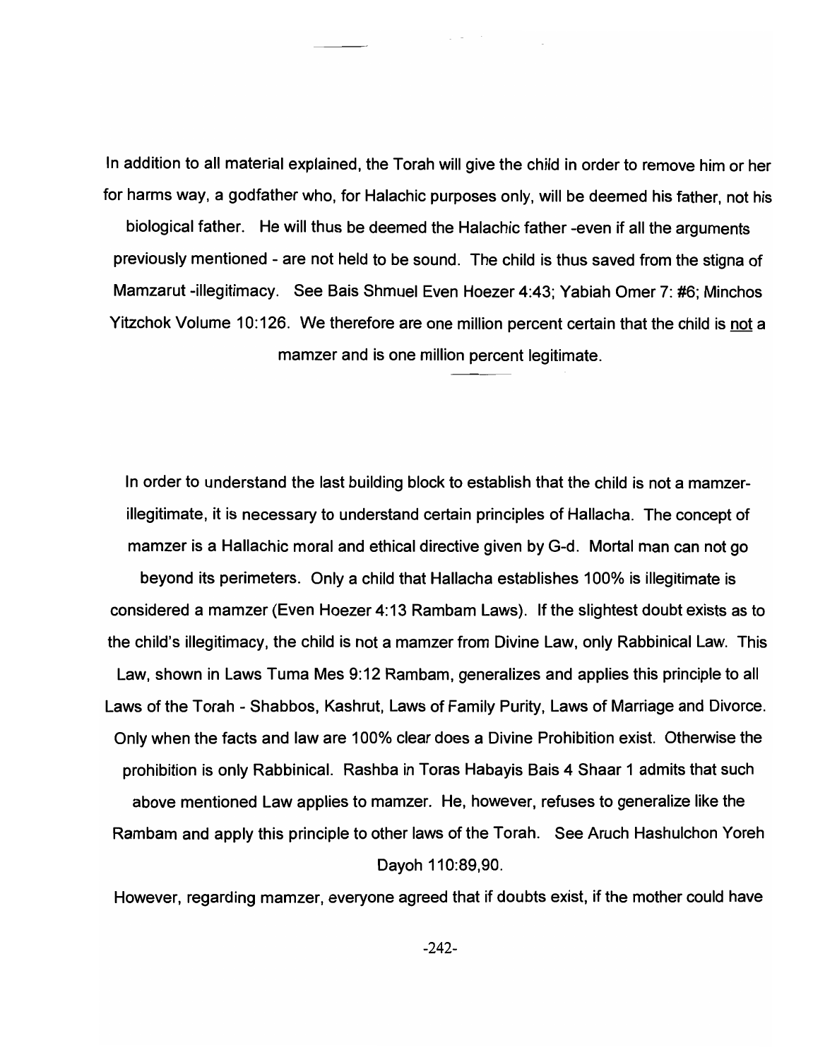In addition to all material explained, the Torah will give the child in order to remove him or her for harms way, a godfather who, for Halachic purposes only, will be deemed his father, not his biological father. He will thus be deemed the Halachic father -even if all the arguments previously mentioned - are not held to be sound. The child is thus saved from the stigna of Mamzarut -illegitimacy. See Bais Shmuel Even Hoezer 4:43; Yabiah Omer 7: #6; Minchos Yitzchok Volume 10:126. We therefore are one million percent certain that the child is <u>not</u> a mamzer and is one million percent legitimate.

In order to understand the last building block to establish that the child is not a mamzer-illegitimate, it is necessary to understand certain principles of Hallacha. The concept of mamzer is a Hallachic moral and ethical directive given by G-d. Mortal man can not go beyond its perimeters. Only a child that Hallacha establishes 100% is illegitimate is considered a mamzer (Even Hoezer 4:13 Rambam Laws). If the slightest doubt exists as to the child's illegitimacy, the child is not a mamzer from Divine Law, only Rabbinical Law. This Law, shown in Laws Tuma Mes 9:12 Rambam, generalizes and applies this principle to all Laws of the Torah - Shabbos, Kashrut, Laws of Family Purity, Laws of Marriage and Divorce. Only when the facts and law are 100% clear does a Divine Prohibition exist. Otherwise the prohibition is only Rabbinical. Rashba in Toras Habayis Bais 4 Shaar 1 admits that such above mentioned Law applies to mamzer. He, however, refuses to generalize like the Rambam and apply this principle to other laws of the Torah. See Aruch Hashulchon Yoreh Dayoh 110:89,90.

However, regarding mamzer, everyone agreed that if doubts exist, if the mother could have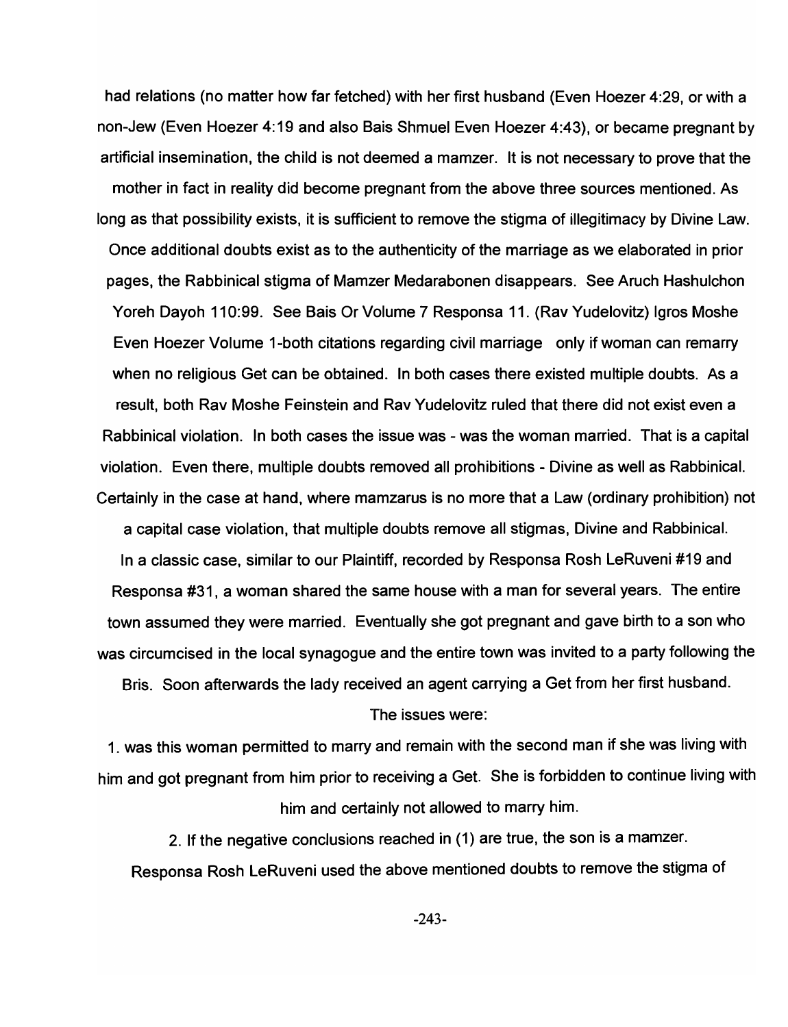had relations (no matter how far fetched) with her first husband (Even Hoezer 4:29, or with a non-Jew (Even Hoezer 4:19 and also Bais Shmuel Even Hoezer 4:43), or became pregnant by artificial insemination, the child is not deemed a mamzer. It is not necessary to prove that the mother in fact in reality did become pregnant from the above three sources mentioned. As long as that possibility exists, it is sufficient to remove the stigma of illegitimacy by Divine Law. Once additional doubts exist as to the authenticity of the marriage as we elaborated in prior pages, the Rabbinical stigma of Mamzer Medarabonen disappears. See Aruch Hashulchon Yoreh Dayoh 110:99. See Bais Or Volume 7 Responsa 11. (Rav Yudelovitz) Igros Moshe Even Hoezer Volume 1-both citations regarding civil marriage only if woman can remarry when no religious Get can be obtained. In both cases there existed multiple doubts. As a result, both Rav Moshe Feinstein and Rav Yudelovitz ruled that there did not exist even a Rabbinical violation. In both cases the issue was - was the woman married. That is a capital violation. Even there, multiple doubts removed all prohibitions - Divine as well as Rabbinical. Certainly in the case at hand, where mamzarus is no more that a Law (ordinary prohibition) not a capital case violation, that multiple doubts remove all stigmas, Divine and Rabbinical.

In a classic case, similar to our Plaintiff, recorded by Responsa Rosh LeRuveni #19 and Responsa #31, a woman shared the same house with a man for several years. The entire town assumed they were married. Eventually she got pregnant and gave birth to a son who was circumcised in the local synagogue and the entire town was invited to a party following the Bris. Soon afterwards the lady received an agent carrying a Get from her first husband.

The issues were:

1. was this woman permitted to marry and remain with the second man if she was living with him and got pregnant from him prior to receiving a Get. She is forbidden to continue living with him and certainly not allowed to marry him.

2. If the negative conclusions reached in (1) are true, the son is a mamzer.

Responsa Rosh LeRuveni used the above mentioned doubts to remove the stigma of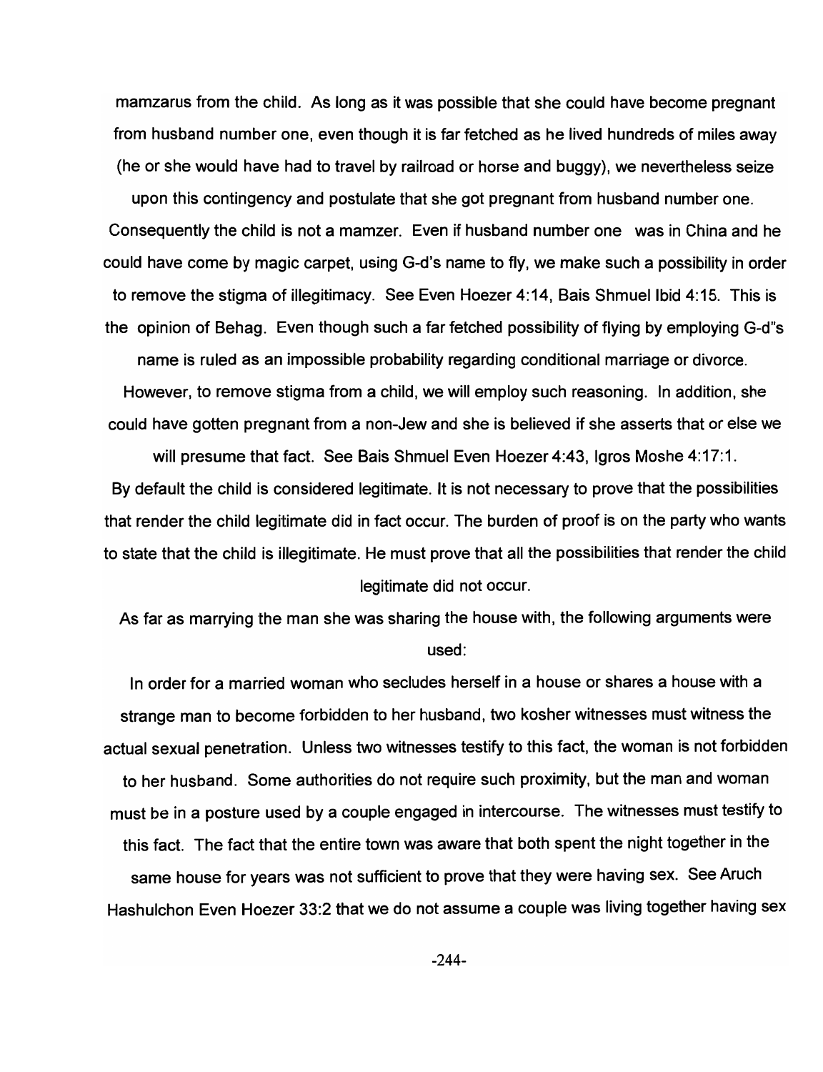mamzarus from the child. As long as it was possible that she could have become pregnant from husband number one, even though it is far fetched as he lived hundreds of miles away (he or she would have had to travel by railroad or horse and buggy), we nevertheless seize upon this contingency and postulate that she got pregnant from husband number one. Consequently the child is not a mamzer. Even if husband number one was in China and he could have come by magic carpet, using G-d's name to fly, we make such a possibility in order to remove the stigma of illegitimacy. See Even Hoezer 4:14, Bais Shmuel Ibid 4:15. This is the opinion of Behag. Even though such a far fetched possibility of flying by employing G-d"s name is ruled as an impossible probability regarding conditional marriage or divorce. However, to remove stigma from a child, we will employ such reasoning. In addition, she could have gotten pregnant from a non-Jew and she is believed if she asserts that or else we will presume that fact. See Bais Shmuel Even Hoezer 4:43, Igros Moshe 4:17:1.

By default the child is considered legitimate. It is not necessary to prove that the possibilities that render the child legitimate did in fact occur. The burden of proof is on the party who wants to state that the child is illegitimate. He must prove that all the possibilities that render the child legitimate did not occur.

As far as marrying the man she was sharing the house with, the following arguments were used:

In order for a married woman who secludes herself in a house or shares a house with a strange man to become forbidden to her husband, two kosher witnesses must witness the actual sexual penetration. Unless two witnesses testify to this fact, the woman is not forbidden to her husband. Some authorities do not require such proximity, but the man and woman must be in a posture used by a couple engaged in intercourse. The witnesses must testify to this fact. The fact that the entire town was aware that both spent the night together in the same house for years was not sufficient to prove that they were having sex. See Aruch Hashulchon Even Hoezer 33:2 that we do not assume a couple was living together having sex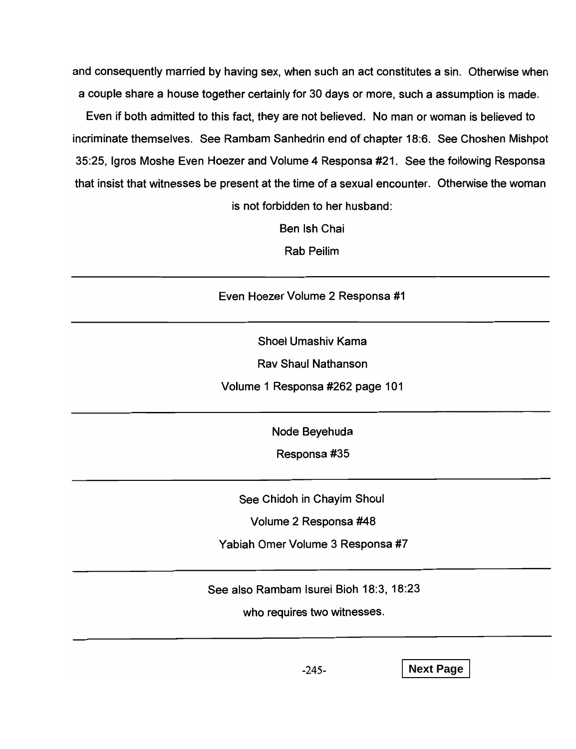and consequently married by having sex, when such an act constitutes a sin. Otherwise when a couple share a house together certainly for 30 days or more, such a assumption is made.

Even if both admitted to this fact, they are not believed. No man or woman is believed to incriminate themselves. See Rambam Sanhedrin end of chapter 18:6. See Choshen Mishpot 35:25, Igros Moshe Even Hoezer and Volume 4 Responsa #21. See the following Responsa that insist that witnesses be present at the time of a sexual encounter. Otherwise the woman is not forbidden to her husband:

Ben Ish Chai

Rab Peilim

---

Even Hoezer Volume 2 Responsa #1

---

Shoel Umashiv Kama

Rav Shaul Nathanson

Volume 1 Responsa #262 page 101

---

Node Beyehuda

Responsa #35

---

See Chidoh in Chayim Shoul

Volume 2 Responsa #48

Yabiah Omer Volume 3 Responsa #7

---

See also Rambam Isurei Bioh 18:3, 18:23

who requires two witnesses.

---

Next Page